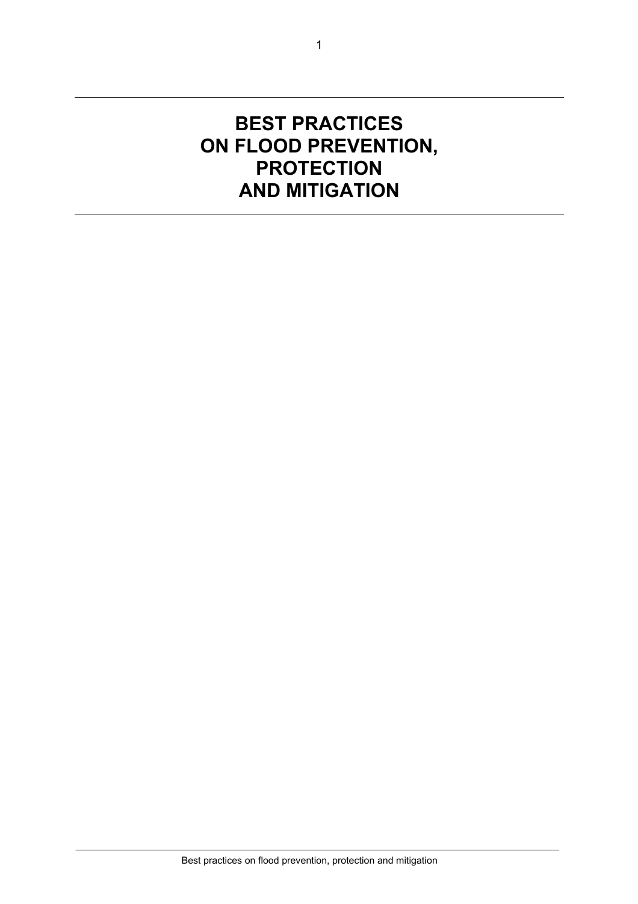# BEST PRACTICES ON FLOOD PREVENTION, PROTECTION AND MITIGATION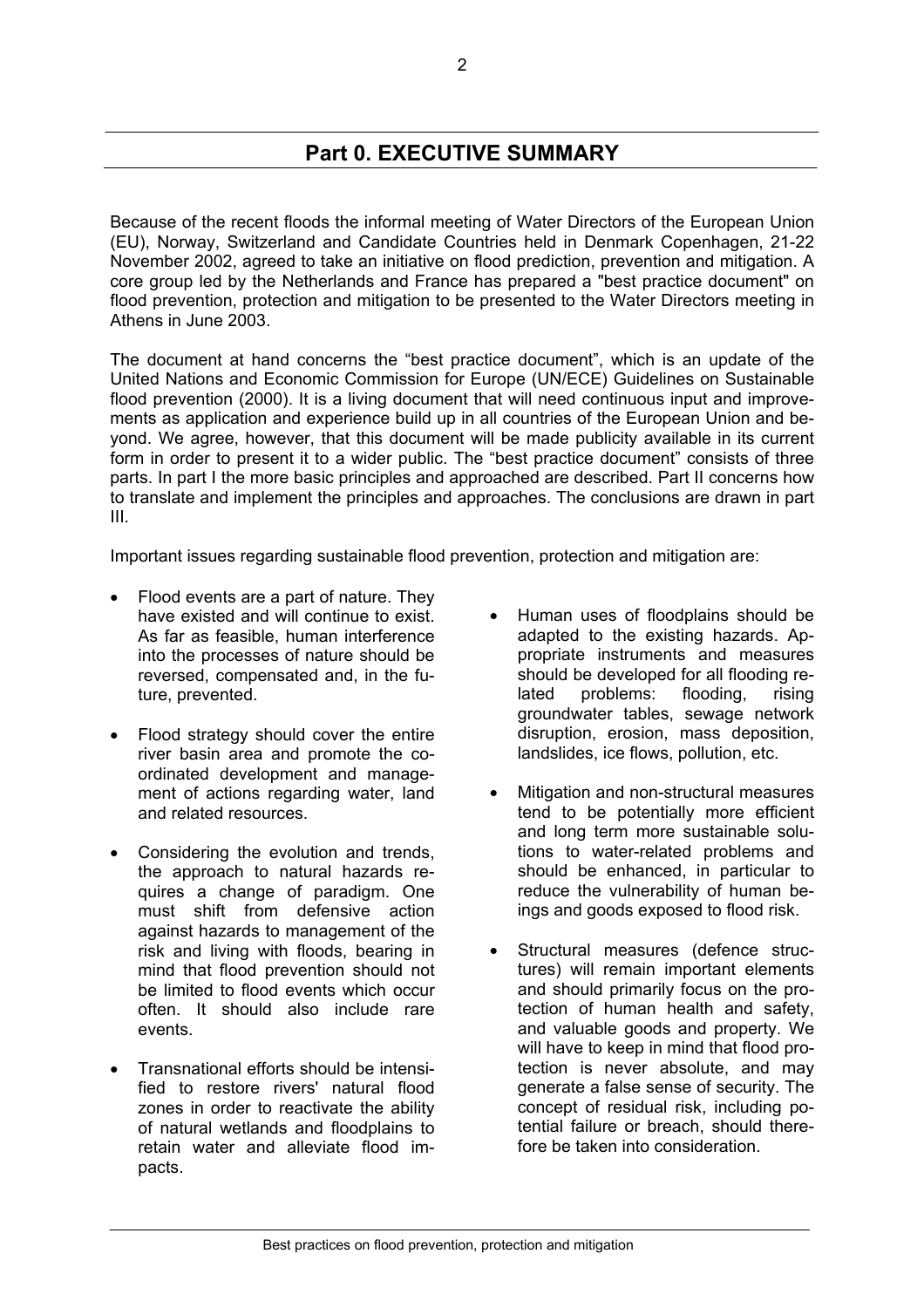# Part 0. EXECUTIVE SUMMARY

Because of the recent floods the informal meeting of Water Directors of the European Union (EU), Norway, Switzerland and Candidate Countries held in Denmark Copenhagen, 21-22 November 2002, agreed to take an initiative on flood prediction, prevention and mitigation. A core group led by the Netherlands and France has prepared a "best practice document" on flood prevention, protection and mitigation to be presented to the Water Directors meeting in Athens in June 2003.

The document at hand concerns the "best practice document", which is an update of the United Nations and Economic Commission for Europe (UN/ECE) Guidelines on Sustainable flood prevention (2000). It is a living document that will need continuous input and improvements as application and experience build up in all countries of the European Union and beyond. We agree, however, that this document will be made publicity available in its current form in order to present it to a wider public. The "best practice document" consists of three parts. In part I the more basic principles and approached are described. Part II concerns how to translate and implement the principles and approaches. The conclusions are drawn in part III.

Important issues regarding sustainable flood prevention, protection and mitigation are:

- Flood events are a part of nature. They have existed and will continue to exist. As far as feasible, human interference into the processes of nature should be reversed, compensated and, in the future, prevented.
- Flood strategy should cover the entire river basin area and promote the co-ordinated development and management of actions regarding water, land and related resources.
- Considering the evolution and trends, the approach to natural hazards requires a change of paradigm. One must shift from defensive action against hazards to management of the risk and living with floods, bearing in mind that flood prevention should not be limited to flood events which occur often. It should also include rare events.
- Transnational efforts should be intensified to restore rivers' natural flood zones in order to reactivate the ability of natural wetlands and floodplains to retain water and alleviate flood impacts.
- Human uses of floodplains should be adapted to the existing hazards. Appropriate instruments and measures should be developed for all flooding related problems: flooding, rising groundwater tables, sewage network disruption, erosion, mass deposition, landslides, ice flows, pollution, etc.
- Mitigation and non-structural measures tend to be potentially more efficient and long term more sustainable solutions to water-related problems and should be enhanced, in particular to reduce the vulnerability of human beings and goods exposed to flood risk.
- Structural measures (defence structures) will remain important elements and should primarily focus on the protection of human health and safety, and valuable goods and property. We will have to keep in mind that flood protection is never absolute, and may generate a false sense of security. The concept of residual risk, including potential failure or breach, should therefore be taken into consideration.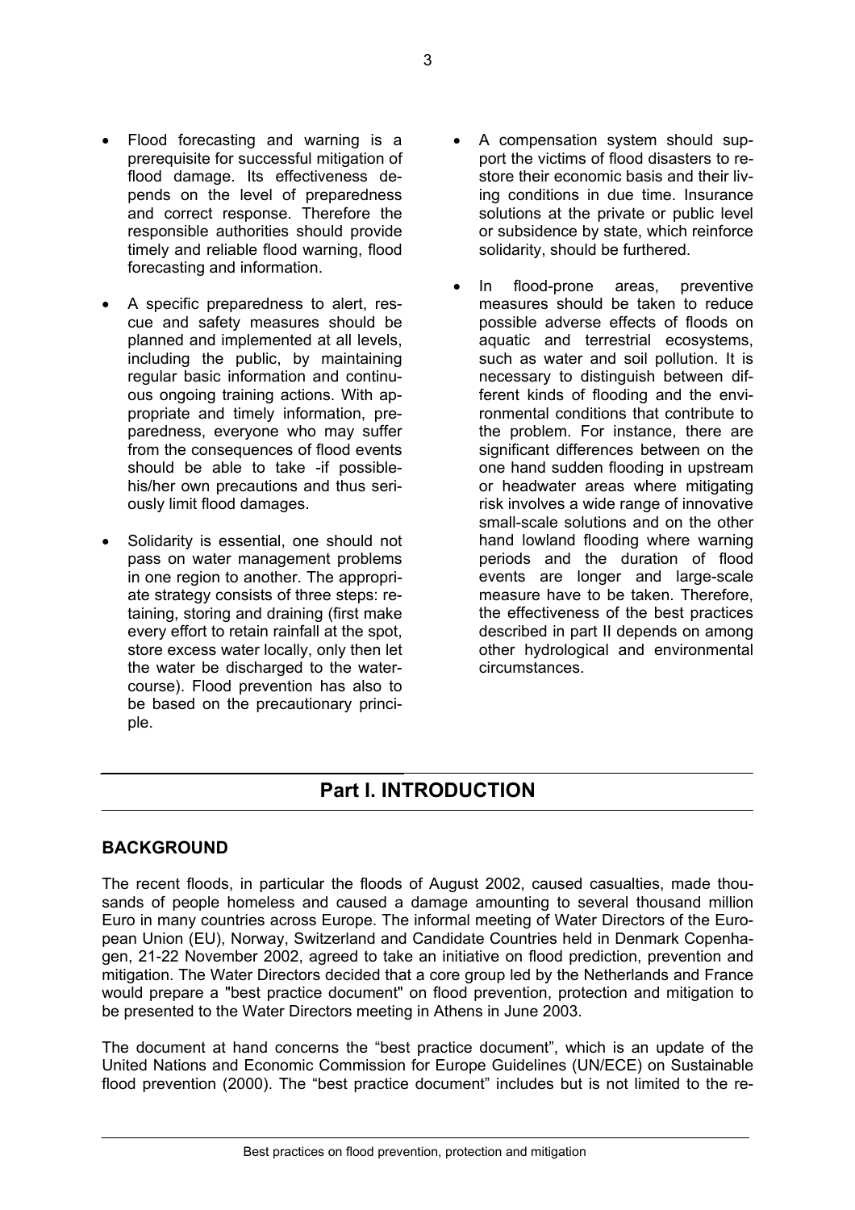- Flood forecasting and warning is a prerequisite for successful mitigation of flood damage. Its effectiveness depends on the level of preparedness and correct response. Therefore the responsible authorities should provide timely and reliable flood warning, flood forecasting and information.

- A specific preparedness to alert, rescue and safety measures should be planned and implemented at all levels, including the public, by maintaining regular basic information and continuous ongoing training actions. With appropriate and timely information, preparedness, everyone who may suffer from the consequences of flood events should be able to take -if possible- his/her own precautions and thus seriously limit flood damages.

- Solidarity is essential, one should not pass on water management problems in one region to another. The appropriate strategy consists of three steps: retaining, storing and draining (first make every effort to retain rainfall at the spot, store excess water locally, only then let the water be discharged to the watercourse). Flood prevention has also to be based on the precautionary principle.

- A compensation system should support the victims of flood disasters to restore their economic basis and their living conditions in due time. Insurance solutions at the private or public level or subsidence by state, which reinforce solidarity, should be furthered.

- In flood-prone areas, preventive measures should be taken to reduce possible adverse effects of floods on aquatic and terrestrial ecosystems, such as water and soil pollution. It is necessary to distinguish between different kinds of flooding and the environmental conditions that contribute to the problem. For instance, there are significant differences between on the one hand sudden flooding in upstream or headwater areas where mitigating risk involves a wide range of innovative small-scale solutions and on the other hand lowland flooding where warning periods and the duration of flood events are longer and large-scale measure have to be taken. Therefore, the effectiveness of the best practices described in part II depends on among other hydrological and environmental circumstances.

# Part I. INTRODUCTION

## BACKGROUND

The recent floods, in particular the floods of August 2002, caused casualties, made thousands of people homeless and caused a damage amounting to several thousand million Euro in many countries across Europe. The informal meeting of Water Directors of the European Union (EU), Norway, Switzerland and Candidate Countries held in Denmark Copenhagen, 21-22 November 2002, agreed to take an initiative on flood prediction, prevention and mitigation. The Water Directors decided that a core group led by the Netherlands and France would prepare a "best practice document" on flood prevention, protection and mitigation to be presented to the Water Directors meeting in Athens in June 2003.

The document at hand concerns the "best practice document", which is an update of the United Nations and Economic Commission for Europe Guidelines (UN/ECE) on Sustainable flood prevention (2000). The "best practice document" includes but is not limited to the re-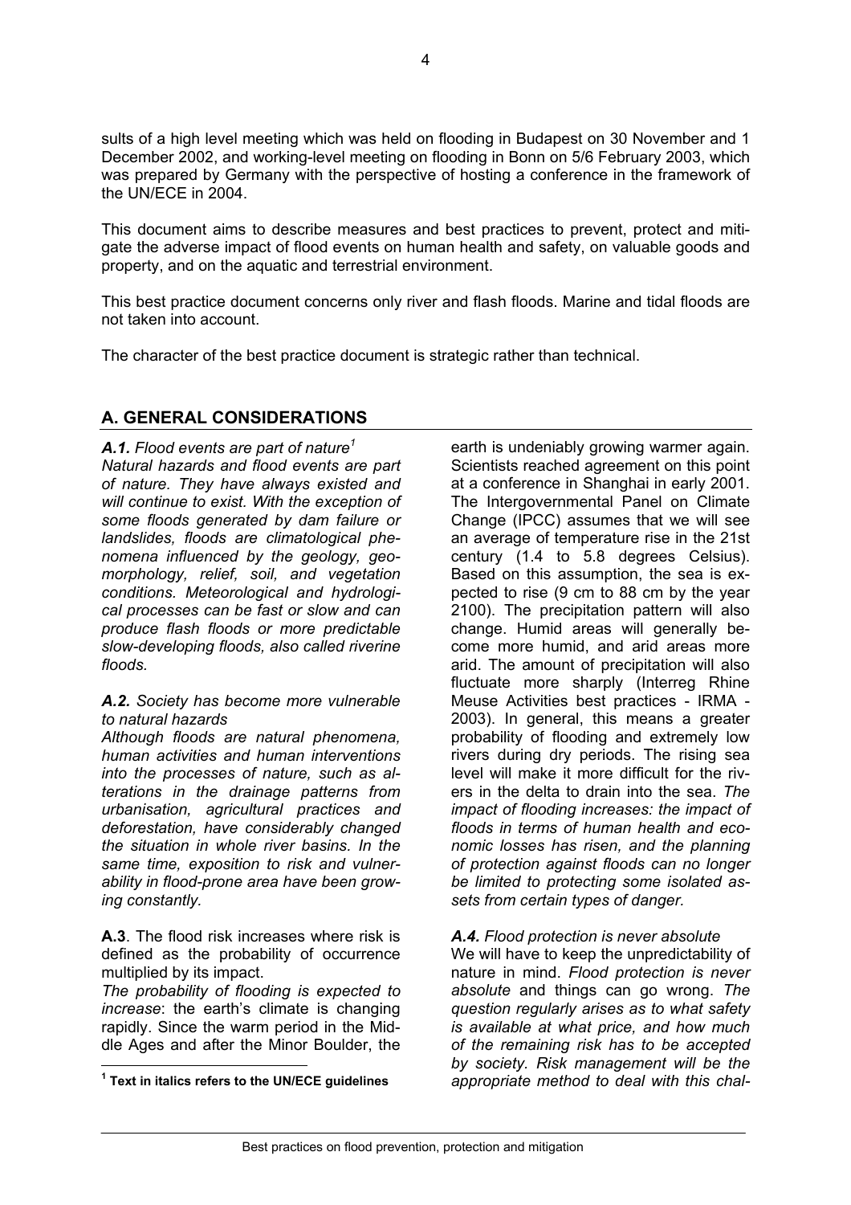sults of a high level meeting which was held on flooding in Budapest on 30 November and 1 December 2002, and working-level meeting on flooding in Bonn on 5/6 February 2003, which was prepared by Germany with the perspective of hosting a conference in the framework of the UN/ECE in 2004.

This document aims to describe measures and best practices to prevent, protect and mitigate the adverse impact of flood events on human health and safety, on valuable goods and property, and on the aquatic and terrestrial environment.

This best practice document concerns only river and flash floods. Marine and tidal floods are not taken into account.

The character of the best practice document is strategic rather than technical.

## A. GENERAL CONSIDERATIONS

***A.1.*** *Flood events are part of nature*[1]

*Natural hazards and flood events are part of nature. They have always existed and will continue to exist. With the exception of some floods generated by dam failure or landslides, floods are climatological phenomena influenced by the geology, geomorphology, relief, soil, and vegetation conditions. Meteorological and hydrological processes can be fast or slow and can produce flash floods or more predictable slow-developing floods, also called riverine floods.*

***A.2.*** *Society has become more vulnerable to natural hazards*

*Although floods are natural phenomena, human activities and human interventions into the processes of nature, such as alterations in the drainage patterns from urbanisation, agricultural practices and deforestation, have considerably changed the situation in whole river basins. In the same time, exposition to risk and vulnerability in flood-prone area have been growing constantly.*

**A.3**. The flood risk increases where risk is defined as the probability of occurrence multiplied by its impact.

*The probability of flooding is expected to increase*: the earth's climate is changing rapidly. Since the warm period in the Middle Ages and after the Minor Boulder, the earth is undeniably growing warmer again. Scientists reached agreement on this point at a conference in Shanghai in early 2001. The Intergovernmental Panel on Climate Change (IPCC) assumes that we will see an average of temperature rise in the 21st century (1.4 to 5.8 degrees Celsius). Based on this assumption, the sea is expected to rise (9 cm to 88 cm by the year 2100). The precipitation pattern will also change. Humid areas will generally become more humid, and arid areas more arid. The amount of precipitation will also fluctuate more sharply (Interreg Rhine Meuse Activities best practices - IRMA - 2003). In general, this means a greater probability of flooding and extremely low rivers during dry periods. The rising sea level will make it more difficult for the rivers in the delta to drain into the sea. *The impact of flooding increases: the impact of floods in terms of human health and economic losses has risen, and the planning of protection against floods can no longer be limited to protecting some isolated assets from certain types of danger.*

***A.4.*** *Flood protection is never absolute*

We will have to keep the unpredictability of nature in mind. *Flood protection is never absolute* and things can go wrong. *The question regularly arises as to what safety is available at what price, and how much of the remaining risk has to be accepted by society. Risk management will be the appropriate method to deal with this chal-*

[1] **Text in italics refers to the UN/ECE guidelines**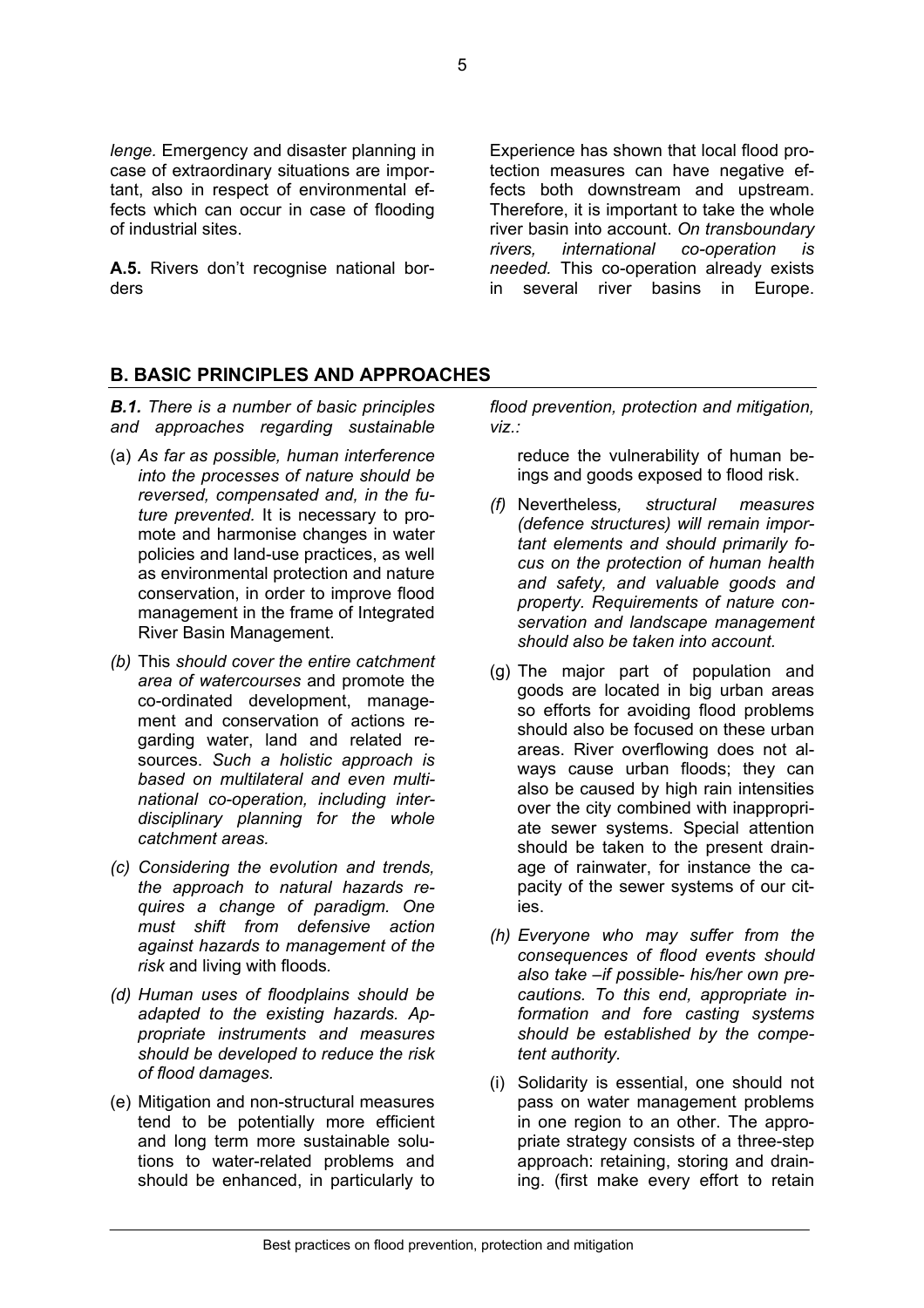*lenge*. Emergency and disaster planning in case of extraordinary situations are important, also in respect of environmental effects which can occur in case of flooding of industrial sites.

**A.5.** Rivers don't recognise national borders

Experience has shown that local flood protection measures can have negative effects both downstream and upstream. Therefore, it is important to take the whole river basin into account. *On transboundary rivers, international co-operation is needed.* This co-operation already exists in several river basins in Europe.

## B. BASIC PRINCIPLES AND APPROACHES

***B.1.*** *There is a number of basic principles and approaches regarding sustainable flood prevention, protection and mitigation, viz.:*

(a) *As far as possible, human interference into the processes of nature should be reversed, compensated and, in the future prevented.* It is necessary to promote and harmonise changes in water policies and land-use practices, as well as environmental protection and nature conservation, in order to improve flood management in the frame of Integrated River Basin Management.

*(b)* This *should cover the entire catchment area of watercourses* and promote the co-ordinated development, management and conservation of actions regarding water, land and related resources. *Such a holistic approach is based on multilateral and even multinational co-operation, including interdisciplinary planning for the whole catchment areas.*

*(c) Considering the evolution and trends, the approach to natural hazards requires a change of paradigm. One must shift from defensive action against hazards to management of the risk* and living with floods*.*

*(d) Human uses of floodplains should be adapted to the existing hazards. Appropriate instruments and measures should be developed to reduce the risk of flood damages.*

(e) Mitigation and non-structural measures tend to be potentially more efficient and long term more sustainable solutions to water-related problems and should be enhanced, in particularly to reduce the vulnerability of human beings and goods exposed to flood risk.

*(f)* Nevertheless*, structural measures (defence structures) will remain important elements and should primarily focus on the protection of human health and safety, and valuable goods and property. Requirements of nature conservation and landscape management should also be taken into account.*

(g) The major part of population and goods are located in big urban areas so efforts for avoiding flood problems should also be focused on these urban areas. River overflowing does not always cause urban floods; they can also be caused by high rain intensities over the city combined with inappropriate sewer systems. Special attention should be taken to the present drainage of rainwater, for instance the capacity of the sewer systems of our cities.

*(h) Everyone who may suffer from the consequences of flood events should also take –if possible- his/her own precautions. To this end, appropriate information and fore casting systems should be established by the competent authority.*

(i) Solidarity is essential, one should not pass on water management problems in one region to an other. The appropriate strategy consists of a three-step approach: retaining, storing and draining. (first make every effort to retain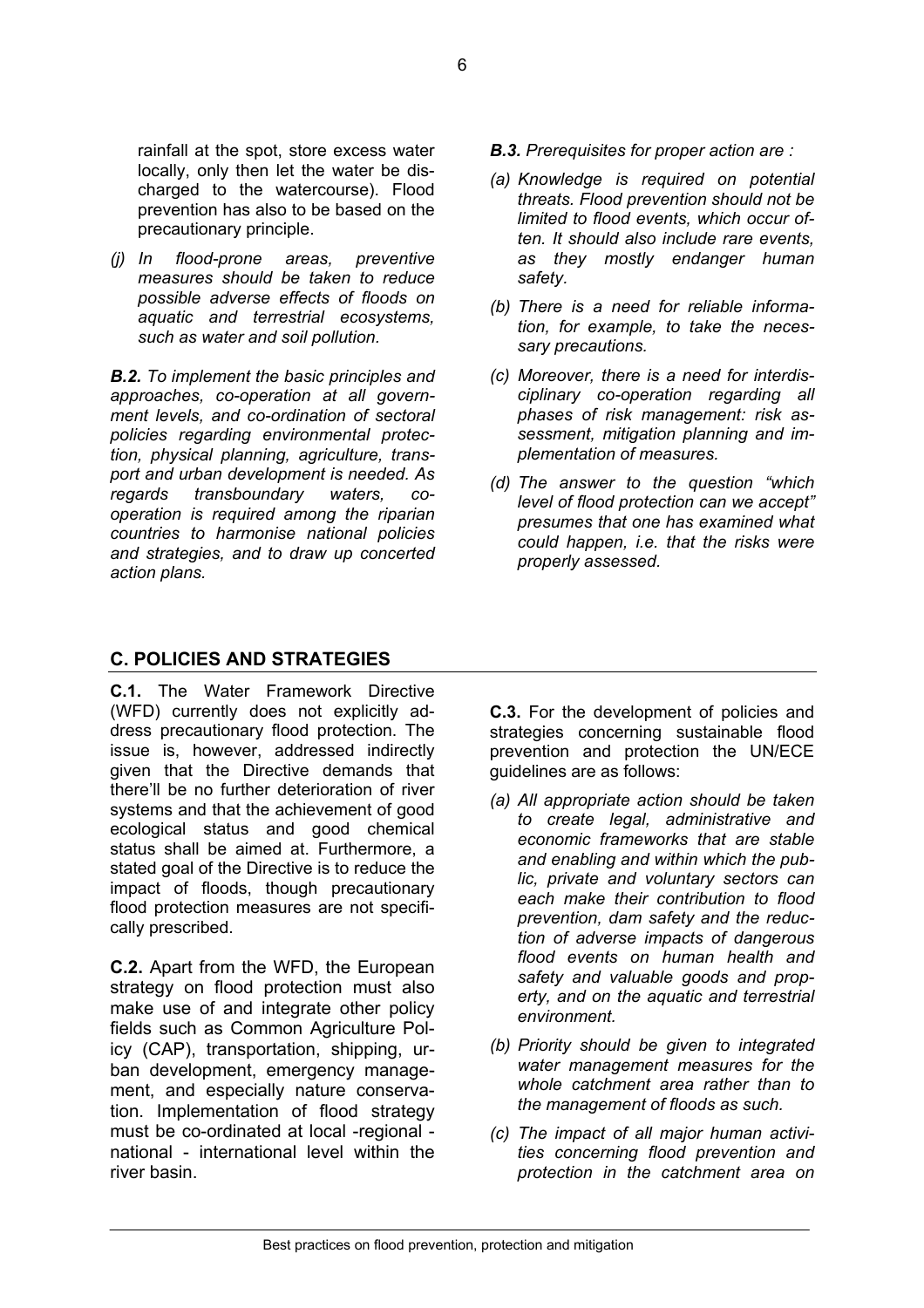rainfall at the spot, store excess water locally, only then let the water be discharged to the watercourse). Flood prevention has also to be based on the precautionary principle.

*(j) In flood-prone areas, preventive measures should be taken to reduce possible adverse effects of floods on aquatic and terrestrial ecosystems, such as water and soil pollution.*

***B.2.** To implement the basic principles and approaches, co-operation at all government levels, and co-ordination of sectoral policies regarding environmental protection, physical planning, agriculture, transport and urban development is needed. As regards transboundary waters, co-operation is required among the riparian countries to harmonise national policies and strategies, and to draw up concerted action plans.*

***B.3.** Prerequisites for proper action are :*

*(a) Knowledge is required on potential threats. Flood prevention should not be limited to flood events, which occur often. It should also include rare events, as they mostly endanger human safety.*

*(b) There is a need for reliable information, for example, to take the necessary precautions.*

*(c) Moreover, there is a need for interdisciplinary co-operation regarding all phases of risk management: risk assessment, mitigation planning and implementation of measures.*

*(d) The answer to the question "which level of flood protection can we accept" presumes that one has examined what could happen, i.e. that the risks were properly assessed.*

## C. POLICIES AND STRATEGIES

**C.1.** The Water Framework Directive (WFD) currently does not explicitly address precautionary flood protection. The issue is, however, addressed indirectly given that the Directive demands that there'll be no further deterioration of river systems and that the achievement of good ecological status and good chemical status shall be aimed at. Furthermore, a stated goal of the Directive is to reduce the impact of floods, though precautionary flood protection measures are not specifically prescribed.

**C.2.** Apart from the WFD, the European strategy on flood protection must also make use of and integrate other policy fields such as Common Agriculture Policy (CAP), transportation, shipping, urban development, emergency management, and especially nature conservation. Implementation of flood strategy must be co-ordinated at local -regional - national - international level within the river basin.

**C.3.** For the development of policies and strategies concerning sustainable flood prevention and protection the UN/ECE guidelines are as follows:

*(a) All appropriate action should be taken to create legal, administrative and economic frameworks that are stable and enabling and within which the public, private and voluntary sectors can each make their contribution to flood prevention, dam safety and the reduction of adverse impacts of dangerous flood events on human health and safety and valuable goods and property, and on the aquatic and terrestrial environment.*

*(b) Priority should be given to integrated water management measures for the whole catchment area rather than to the management of floods as such.*

*(c) The impact of all major human activities concerning flood prevention and protection in the catchment area on*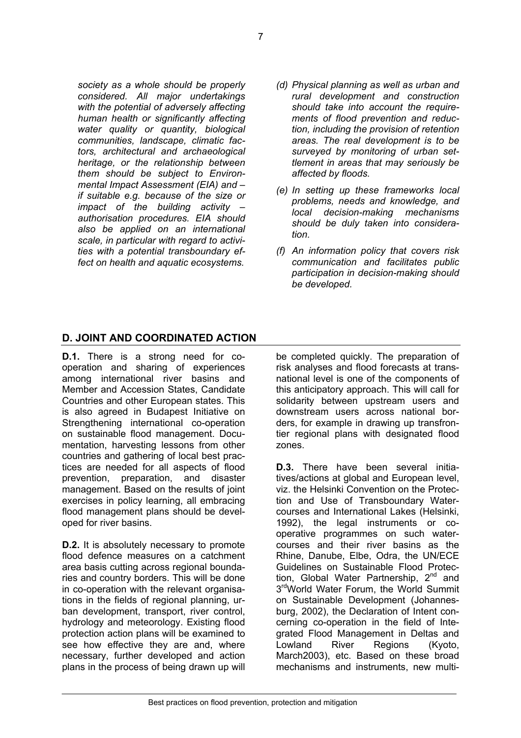*society as a whole should be properly considered. All major undertakings with the potential of adversely affecting human health or significantly affecting water quality or quantity, biological communities, landscape, climatic factors, architectural and archaeological heritage, or the relationship between them should be subject to Environmental Impact Assessment (EIA) and – if suitable e.g. because of the size or impact of the building activity – authorisation procedures. EIA should also be applied on an international scale, in particular with regard to activities with a potential transboundary effect on health and aquatic ecosystems.*

*(d) Physical planning as well as urban and rural development and construction should take into account the requirements of flood prevention and reduction, including the provision of retention areas. The real development is to be surveyed by monitoring of urban settlement in areas that may seriously be affected by floods.*

*(e) In setting up these frameworks local problems, needs and knowledge, and local decision-making mechanisms should be duly taken into consideration.*

*(f) An information policy that covers risk communication and facilitates public participation in decision-making should be developed.*

## D. JOINT AND COORDINATED ACTION

**D.1.** There is a strong need for co-operation and sharing of experiences among international river basins and Member and Accession States, Candidate Countries and other European states. This is also agreed in Budapest Initiative on Strengthening international co-operation on sustainable flood management. Documentation, harvesting lessons from other countries and gathering of local best practices are needed for all aspects of flood prevention, preparation, and disaster management. Based on the results of joint exercises in policy learning, all embracing flood management plans should be developed for river basins.

**D.2.** It is absolutely necessary to promote flood defence measures on a catchment area basis cutting across regional boundaries and country borders. This will be done in co-operation with the relevant organisations in the fields of regional planning, urban development, transport, river control, hydrology and meteorology. Existing flood protection action plans will be examined to see how effective they are and, where necessary, further developed and action plans in the process of being drawn up will be completed quickly. The preparation of risk analyses and flood forecasts at transnational level is one of the components of this anticipatory approach. This will call for solidarity between upstream users and downstream users across national borders, for example in drawing up transfrontier regional plans with designated flood zones.

**D.3.** There have been several initiatives/actions at global and European level, viz. the Helsinki Convention on the Protection and Use of Transboundary Watercourses and International Lakes (Helsinki, 1992), the legal instruments or co-operative programmes on such watercourses and their river basins as the Rhine, Danube, Elbe, Odra, the UN/ECE Guidelines on Sustainable Flood Protection, Global Water Partnership, 2nd and 3rd World Water Forum, the World Summit on Sustainable Development (Johannesburg, 2002), the Declaration of Intent concerning co-operation in the field of Integrated Flood Management in Deltas and Lowland River Regions (Kyoto, March2003), etc. Based on these broad mechanisms and instruments, new multi-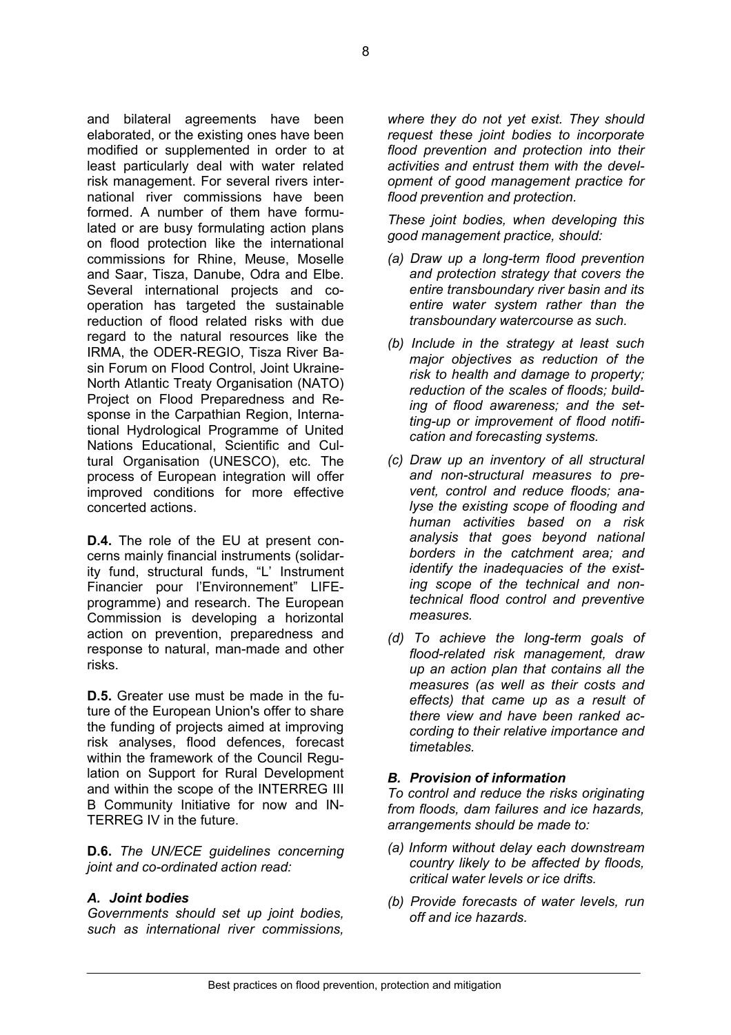and bilateral agreements have been elaborated, or the existing ones have been modified or supplemented in order to at least particularly deal with water related risk management. For several rivers international river commissions have been formed. A number of them have formulated or are busy formulating action plans on flood protection like the international commissions for Rhine, Meuse, Moselle and Saar, Tisza, Danube, Odra and Elbe. Several international projects and co-operation has targeted the sustainable reduction of flood related risks with due regard to the natural resources like the IRMA, the ODER-REGIO, Tisza River Basin Forum on Flood Control, Joint Ukraine-North Atlantic Treaty Organisation (NATO) Project on Flood Preparedness and Response in the Carpathian Region, International Hydrological Programme of United Nations Educational, Scientific and Cultural Organisation (UNESCO), etc. The process of European integration will offer improved conditions for more effective concerted actions.

**D.4.** The role of the EU at present concerns mainly financial instruments (solidarity fund, structural funds, "L' Instrument Financier pour l'Environnement" LIFE-programme) and research. The European Commission is developing a horizontal action on prevention, preparedness and response to natural, man-made and other risks.

**D.5.** Greater use must be made in the future of the European Union's offer to share the funding of projects aimed at improving risk analyses, flood defences, forecast within the framework of the Council Regulation on Support for Rural Development and within the scope of the INTERREG III B Community Initiative for now and INTERREG IV in the future.

**D.6.** *The UN/ECE guidelines concerning joint and co-ordinated action read:*

### *A. Joint bodies*

*Governments should set up joint bodies, such as international river commissions, where they do not yet exist. They should request these joint bodies to incorporate flood prevention and protection into their activities and entrust them with the development of good management practice for flood prevention and protection.*

*These joint bodies, when developing this good management practice, should:*

- *(a) Draw up a long-term flood prevention and protection strategy that covers the entire transboundary river basin and its entire water system rather than the transboundary watercourse as such.*
- *(b) Include in the strategy at least such major objectives as reduction of the risk to health and damage to property; reduction of the scales of floods; building of flood awareness; and the setting-up or improvement of flood notification and forecasting systems.*
- *(c) Draw up an inventory of all structural and non-structural measures to prevent, control and reduce floods; analyse the existing scope of flooding and human activities based on a risk analysis that goes beyond national borders in the catchment area; and identify the inadequacies of the existing scope of the technical and non-technical flood control and preventive measures.*
- *(d) To achieve the long-term goals of flood-related risk management, draw up an action plan that contains all the measures (as well as their costs and effects) that came up as a result of there view and have been ranked according to their relative importance and timetables.*

### *B. Provision of information*

*To control and reduce the risks originating from floods, dam failures and ice hazards, arrangements should be made to:*

- *(a) Inform without delay each downstream country likely to be affected by floods, critical water levels or ice drifts.*
- *(b) Provide forecasts of water levels, run off and ice hazards.*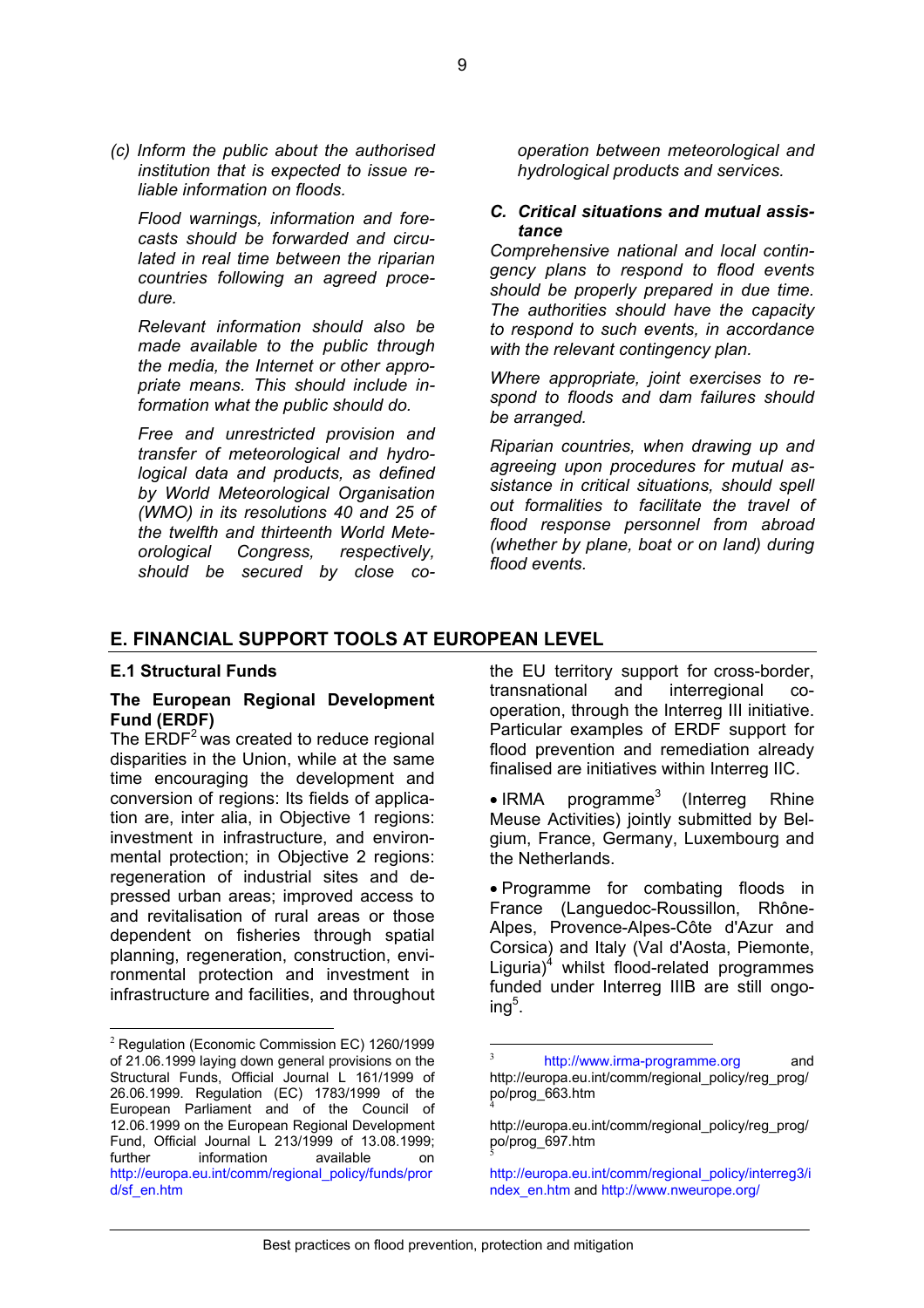*(c) Inform the public about the authorised institution that is expected to issue reliable information on floods.*

*Flood warnings, information and forecasts should be forwarded and circulated in real time between the riparian countries following an agreed procedure.*

*Relevant information should also be made available to the public through the media, the Internet or other appropriate means. This should include information what the public should do.*

*Free and unrestricted provision and transfer of meteorological and hydrological data and products, as defined by World Meteorological Organisation (WMO) in its resolutions 40 and 25 of the twelfth and thirteenth World Meteorological Congress, respectively, should be secured by close co-operation between meteorological and hydrological products and services.*

### *C. Critical situations and mutual assistance*

*Comprehensive national and local contingency plans to respond to flood events should be properly prepared in due time. The authorities should have the capacity to respond to such events, in accordance with the relevant contingency plan.*

*Where appropriate, joint exercises to respond to floods and dam failures should be arranged.*

*Riparian countries, when drawing up and agreeing upon procedures for mutual assistance in critical situations, should spell out formalities to facilitate the travel of flood response personnel from abroad (whether by plane, boat or on land) during flood events.*

## E. FINANCIAL SUPPORT TOOLS AT EUROPEAN LEVEL

### E.1 Structural Funds

**The European Regional Development Fund (ERDF)**

The ERDF[2] was created to reduce regional disparities in the Union, while at the same time encouraging the development and conversion of regions: Its fields of application are, inter alia, in Objective 1 regions: investment in infrastructure, and environmental protection; in Objective 2 regions: regeneration of industrial sites and depressed urban areas; improved access to and revitalisation of rural areas or those dependent on fisheries through spatial planning, regeneration, construction, environmental protection and investment in infrastructure and facilities, and throughout the EU territory support for cross-border, transnational and interregional co-operation, through the Interreg III initiative. Particular examples of ERDF support for flood prevention and remediation already finalised are initiatives within Interreg IIC.

- IRMA programme[3] (Interreg Rhine Meuse Activities) jointly submitted by Belgium, France, Germany, Luxembourg and the Netherlands.
- Programme for combating floods in France (Languedoc-Roussillon, Rhône-Alpes, Provence-Alpes-Côte d'Azur and Corsica) and Italy (Val d'Aosta, Piemonte, Liguria)[4] whilst flood-related programmes funded under Interreg IIIB are still ongoing[5].

---

[2] Regulation (Economic Commission EC) 1260/1999 of 21.06.1999 laying down general provisions on the Structural Funds, Official Journal L 161/1999 of 26.06.1999. Regulation (EC) 1783/1999 of the European Parliament and of the Council of 12.06.1999 on the European Regional Development Fund, Official Journal L 213/1999 of 13.08.1999; further information available on http://europa.eu.int/comm/regional_policy/funds/prord/sf_en.htm

[3] http://www.irma-programme.org and http://europa.eu.int/comm/regional_policy/reg_prog/po/prog_663.htm

[4] http://europa.eu.int/comm/regional_policy/reg_prog/po/prog_697.htm

[5] http://europa.eu.int/comm/regional_policy/interreg3/index_en.htm and http://www.nweurope.org/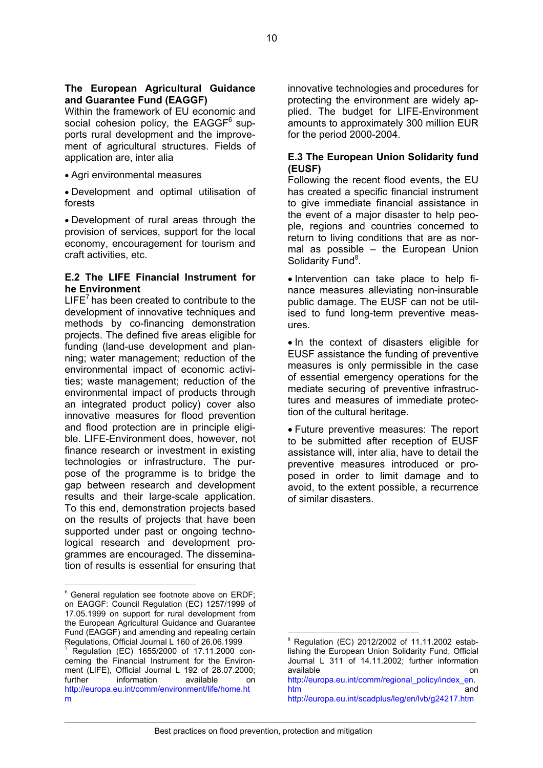**The European Agricultural Guidance and Guarantee Fund (EAGGF)**

Within the framework of EU economic and social cohesion policy, the EAGGF[6] supports rural development and the improvement of agricultural structures. Fields of application are, inter alia

- Agri environmental measures
- Development and optimal utilisation of forests
- Development of rural areas through the provision of services, support for the local economy, encouragement for tourism and craft activities, etc.

**E.2 The LIFE Financial Instrument for he Environment**

LIFE[7] has been created to contribute to the development of innovative techniques and methods by co-financing demonstration projects. The defined five areas eligible for funding (land-use development and planning; water management; reduction of the environmental impact of economic activities; waste management; reduction of the environmental impact of products through an integrated product policy) cover also innovative measures for flood prevention and flood protection are in principle eligible. LIFE-Environment does, however, not finance research or investment in existing technologies or infrastructure. The purpose of the programme is to bridge the gap between research and development results and their large-scale application. To this end, demonstration projects based on the results of projects that have been supported under past or ongoing technological research and development programmes are encouraged. The dissemination of results is essential for ensuring that innovative technologies and procedures for protecting the environment are widely applied. The budget for LIFE-Environment amounts to approximately 300 million EUR for the period 2000-2004.

**E.3 The European Union Solidarity fund (EUSF)**

Following the recent flood events, the EU has created a specific financial instrument to give immediate financial assistance in the event of a major disaster to help people, regions and countries concerned to return to living conditions that are as normal as possible – the European Union Solidarity Fund[8].

- Intervention can take place to help finance measures alleviating non-insurable public damage. The EUSF can not be utilised to fund long-term preventive measures.
- In the context of disasters eligible for EUSF assistance the funding of preventive measures is only permissible in the case of essential emergency operations for the mediate securing of preventive infrastructures and measures of immediate protection of the cultural heritage.
- Future preventive measures: The report to be submitted after reception of EUSF assistance will, inter alia, have to detail the preventive measures introduced or proposed in order to limit damage and to avoid, to the extent possible, a recurrence of similar disasters.

---

[6] General regulation see footnote above on ERDF; on EAGGF: Council Regulation (EC) 1257/1999 of 17.05.1999 on support for rural development from the European Agricultural Guidance and Guarantee Fund (EAGGF) and amending and repealing certain Regulations, Official Journal L 160 of 26.06.1999

[7] Regulation (EC) 1655/2000 of 17.11.2000 concerning the Financial Instrument for the Environment (LIFE), Official Journal L 192 of 28.07.2000; further information available on http://europa.eu.int/comm/environment/life/home.htm

[8] Regulation (EC) 2012/2002 of 11.11.2002 establishing the European Union Solidarity Fund, Official Journal L 311 of 14.11.2002; further information available on http://europa.eu.int/comm/regional_policy/index_en.htm and http://europa.eu.int/scadplus/leg/en/lvb/g24217.htm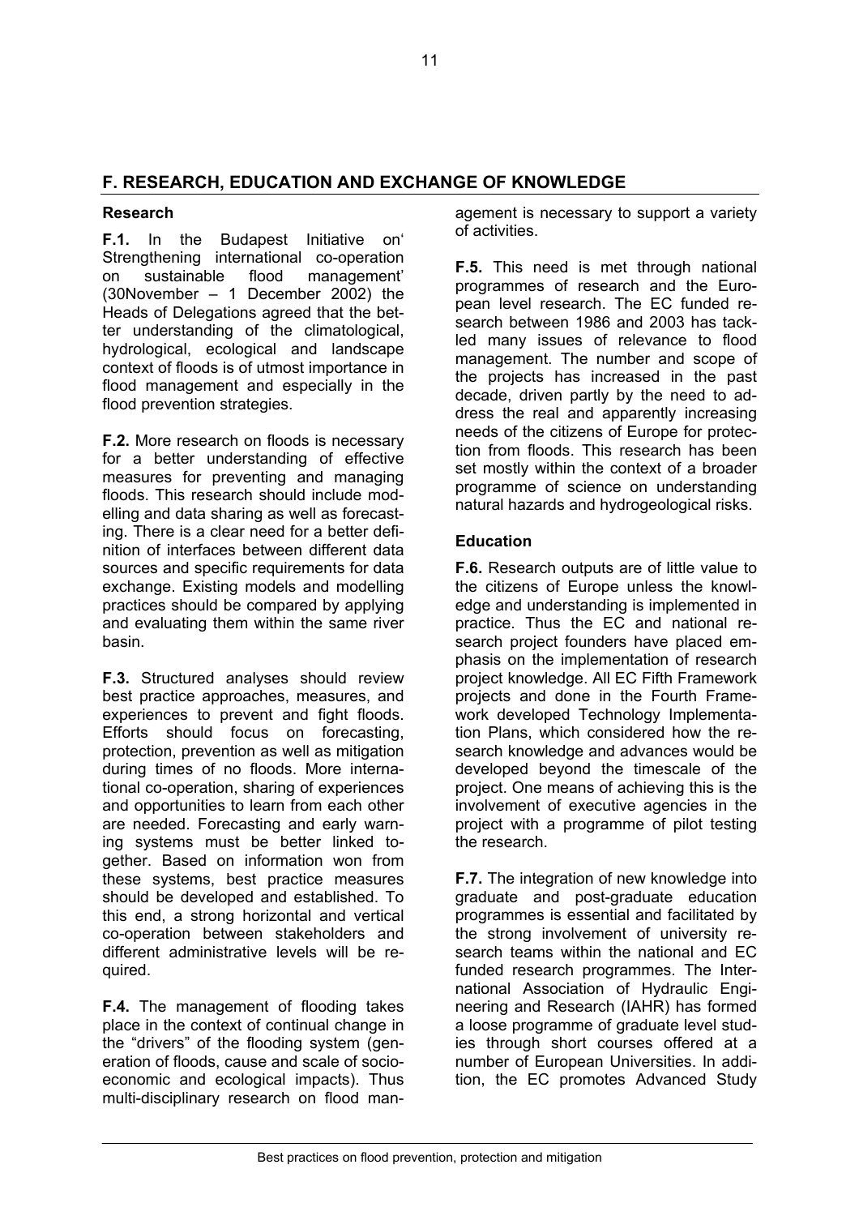## F. RESEARCH, EDUCATION AND EXCHANGE OF KNOWLEDGE

### Research

**F.1.** In the Budapest Initiative on' Strengthening international co-operation on sustainable flood management' (30November – 1 December 2002) the Heads of Delegations agreed that the better understanding of the climatological, hydrological, ecological and landscape context of floods is of utmost importance in flood management and especially in the flood prevention strategies.

**F.2.** More research on floods is necessary for a better understanding of effective measures for preventing and managing floods. This research should include modelling and data sharing as well as forecasting. There is a clear need for a better definition of interfaces between different data sources and specific requirements for data exchange. Existing models and modelling practices should be compared by applying and evaluating them within the same river basin.

**F.3.** Structured analyses should review best practice approaches, measures, and experiences to prevent and fight floods. Efforts should focus on forecasting, protection, prevention as well as mitigation during times of no floods. More international co-operation, sharing of experiences and opportunities to learn from each other are needed. Forecasting and early warning systems must be better linked together. Based on information won from these systems, best practice measures should be developed and established. To this end, a strong horizontal and vertical co-operation between stakeholders and different administrative levels will be required.

**F.4.** The management of flooding takes place in the context of continual change in the "drivers" of the flooding system (generation of floods, cause and scale of socio-economic and ecological impacts). Thus multi-disciplinary research on flood management is necessary to support a variety of activities.

**F.5.** This need is met through national programmes of research and the European level research. The EC funded research between 1986 and 2003 has tackled many issues of relevance to flood management. The number and scope of the projects has increased in the past decade, driven partly by the need to address the real and apparently increasing needs of the citizens of Europe for protection from floods. This research has been set mostly within the context of a broader programme of science on understanding natural hazards and hydrogeological risks.

### Education

**F.6.** Research outputs are of little value to the citizens of Europe unless the knowledge and understanding is implemented in practice. Thus the EC and national research project founders have placed emphasis on the implementation of research project knowledge. All EC Fifth Framework projects and done in the Fourth Framework developed Technology Implementation Plans, which considered how the research knowledge and advances would be developed beyond the timescale of the project. One means of achieving this is the involvement of executive agencies in the project with a programme of pilot testing the research.

**F.7.** The integration of new knowledge into graduate and post-graduate education programmes is essential and facilitated by the strong involvement of university research teams within the national and EC funded research programmes. The International Association of Hydraulic Engineering and Research (IAHR) has formed a loose programme of graduate level studies through short courses offered at a number of European Universities. In addition, the EC promotes Advanced Study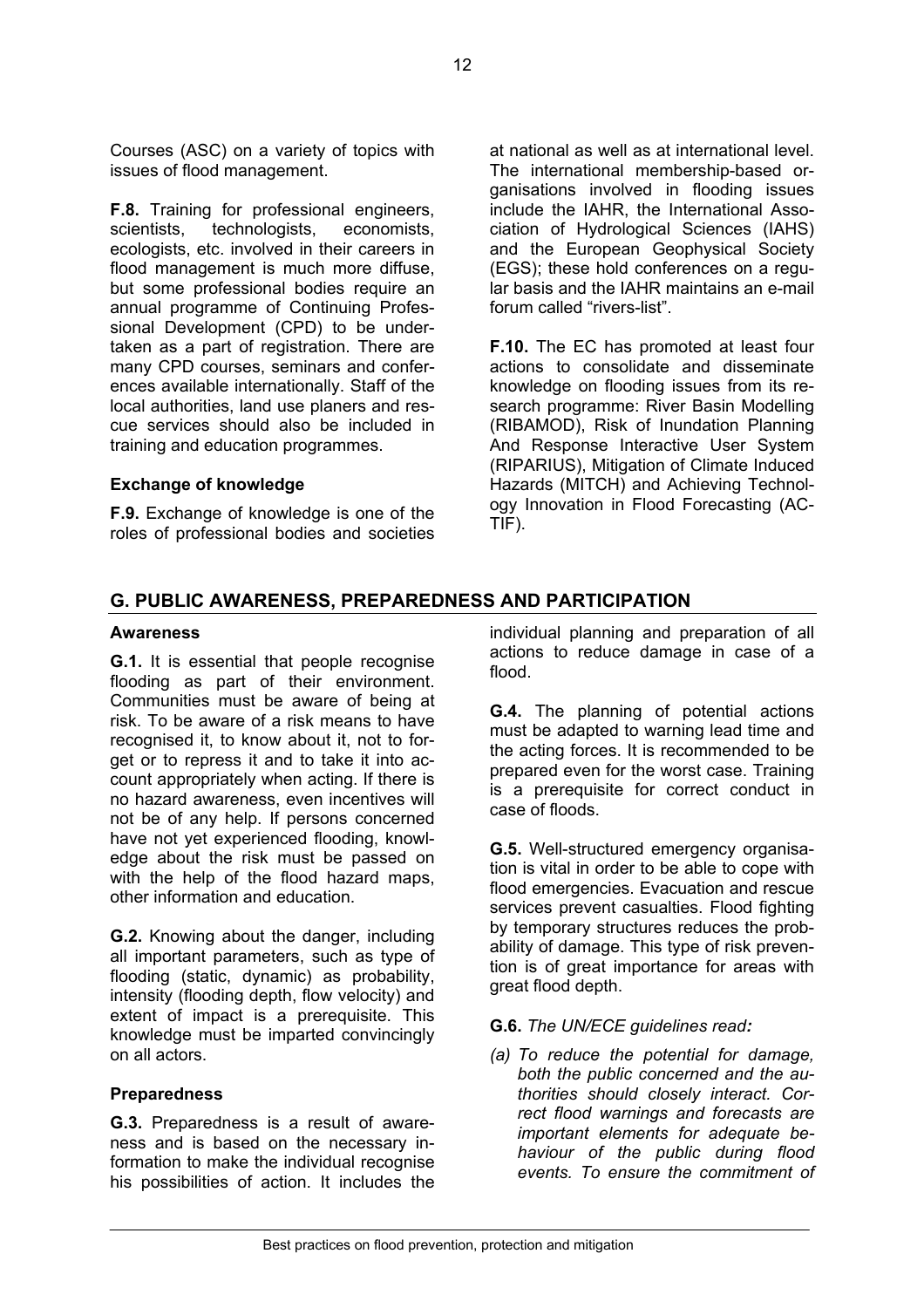Courses (ASC) on a variety of topics with issues of flood management.

**F.8.** Training for professional engineers, scientists, technologists, economists, ecologists, etc. involved in their careers in flood management is much more diffuse, but some professional bodies require an annual programme of Continuing Professional Development (CPD) to be undertaken as a part of registration. There are many CPD courses, seminars and conferences available internationally. Staff of the local authorities, land use planers and rescue services should also be included in training and education programmes.

### Exchange of knowledge

**F.9.** Exchange of knowledge is one of the roles of professional bodies and societies at national as well as at international level. The international membership-based organisations involved in flooding issues include the IAHR, the International Association of Hydrological Sciences (IAHS) and the European Geophysical Society (EGS); these hold conferences on a regular basis and the IAHR maintains an e-mail forum called "rivers-list".

**F.10.** The EC has promoted at least four actions to consolidate and disseminate knowledge on flooding issues from its research programme: River Basin Modelling (RIBAMOD), Risk of Inundation Planning And Response Interactive User System (RIPARIUS), Mitigation of Climate Induced Hazards (MITCH) and Achieving Technology Innovation in Flood Forecasting (ACTIF).

## G. PUBLIC AWARENESS, PREPAREDNESS AND PARTICIPATION

### Awareness

**G.1.** It is essential that people recognise flooding as part of their environment. Communities must be aware of being at risk. To be aware of a risk means to have recognised it, to know about it, not to forget or to repress it and to take it into account appropriately when acting. If there is no hazard awareness, even incentives will not be of any help. If persons concerned have not yet experienced flooding, knowledge about the risk must be passed on with the help of the flood hazard maps, other information and education.

**G.2.** Knowing about the danger, including all important parameters, such as type of flooding (static, dynamic) as probability, intensity (flooding depth, flow velocity) and extent of impact is a prerequisite. This knowledge must be imparted convincingly on all actors.

### Preparedness

**G.3.** Preparedness is a result of awareness and is based on the necessary information to make the individual recognise his possibilities of action. It includes the individual planning and preparation of all actions to reduce damage in case of a flood.

**G.4.** The planning of potential actions must be adapted to warning lead time and the acting forces. It is recommended to be prepared even for the worst case. Training is a prerequisite for correct conduct in case of floods.

**G.5.** Well-structured emergency organisation is vital in order to be able to cope with flood emergencies. Evacuation and rescue services prevent casualties. Flood fighting by temporary structures reduces the probability of damage. This type of risk prevention is of great importance for areas with great flood depth.

**G.6.** *The UN/ECE guidelines read:*

*(a) To reduce the potential for damage, both the public concerned and the authorities should closely interact. Correct flood warnings and forecasts are important elements for adequate behaviour of the public during flood events. To ensure the commitment of*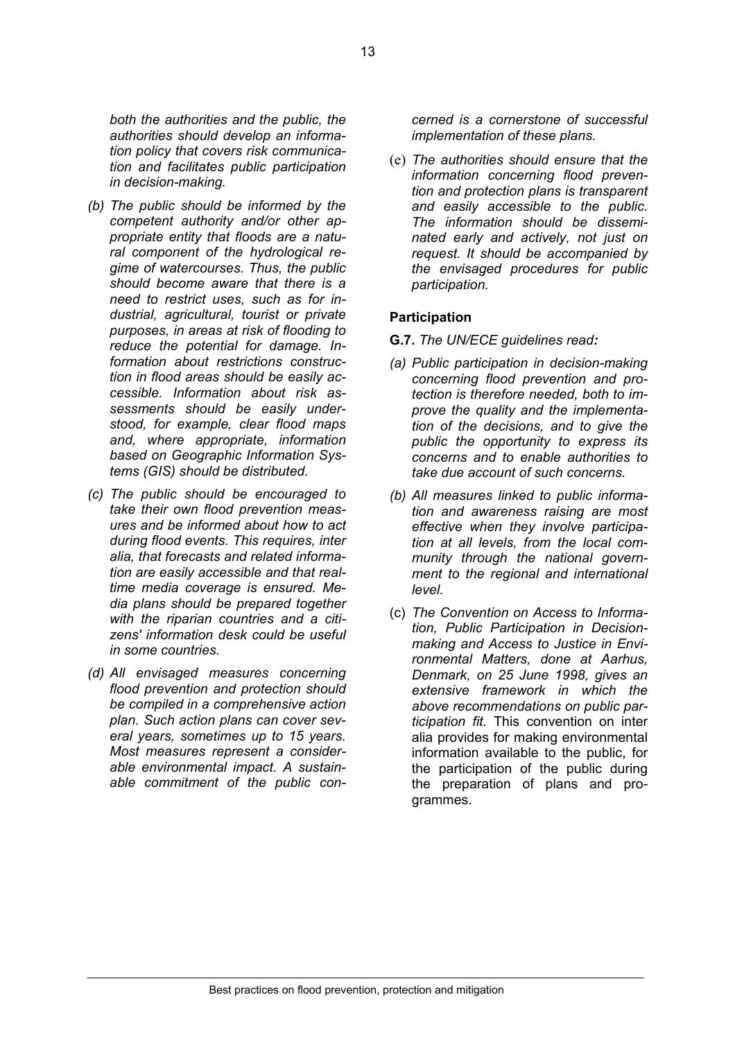*both the authorities and the public, the authorities should develop an information policy that covers risk communication and facilitates public participation in decision-making.*

*(b) The public should be informed by the competent authority and/or other appropriate entity that floods are a natural component of the hydrological regime of watercourses. Thus, the public should become aware that there is a need to restrict uses, such as for industrial, agricultural, tourist or private purposes, in areas at risk of flooding to reduce the potential for damage. Information about restrictions construction in flood areas should be easily accessible. Information about risk assessments should be easily understood, for example, clear flood maps and, where appropriate, information based on Geographic Information Systems (GIS) should be distributed.*

*(c) The public should be encouraged to take their own flood prevention measures and be informed about how to act during flood events. This requires, inter alia, that forecasts and related information are easily accessible and that real-time media coverage is ensured. Media plans should be prepared together with the riparian countries and a citizens' information desk could be useful in some countries.*

*(d) All envisaged measures concerning flood prevention and protection should be compiled in a comprehensive action plan. Such action plans can cover several years, sometimes up to 15 years. Most measures represent a considerable environmental impact. A sustainable commitment of the public concerned is a cornerstone of successful implementation of these plans.*

(e) *The authorities should ensure that the information concerning flood prevention and protection plans is transparent and easily accessible to the public. The information should be disseminated early and actively, not just on request. It should be accompanied by the envisaged procedures for public participation.*

### Participation

**G.7.** *The UN/ECE guidelines read:*

*(a) Public participation in decision-making concerning flood prevention and protection is therefore needed, both to improve the quality and the implementation of the decisions, and to give the public the opportunity to express its concerns and to enable authorities to take due account of such concerns.*

*(b) All measures linked to public information and awareness raising are most effective when they involve participation at all levels, from the local community through the national government to the regional and international level.*

(c) *The Convention on Access to Information, Public Participation in Decision-making and Access to Justice in Environmental Matters, done at Aarhus, Denmark, on 25 June 1998, gives an extensive framework in which the above recommendations on public participation fit.* This convention on inter alia provides for making environmental information available to the public, for the participation of the public during the preparation of plans and programmes.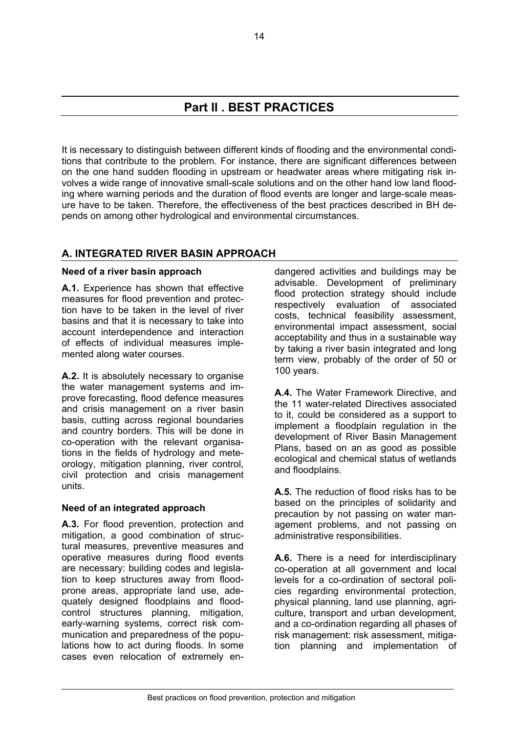# Part II . BEST PRACTICES

It is necessary to distinguish between different kinds of flooding and the environmental conditions that contribute to the problem. For instance, there are significant differences between on the one hand sudden flooding in upstream or headwater areas where mitigating risk involves a wide range of innovative small-scale solutions and on the other hand low land flooding where warning periods and the duration of flood events are longer and large-scale measure have to be taken. Therefore, the effectiveness of the best practices described in BH depends on among other hydrological and environmental circumstances.

## A. INTEGRATED RIVER BASIN APPROACH

**Need of a river basin approach**

**A.1.** Experience has shown that effective measures for flood prevention and protection have to be taken in the level of river basins and that it is necessary to take into account interdependence and interaction of effects of individual measures implemented along water courses.

**A.2.** It is absolutely necessary to organise the water management systems and improve forecasting, flood defence measures and crisis management on a river basin basis, cutting across regional boundaries and country borders. This will be done in co-operation with the relevant organisations in the fields of hydrology and meteorology, mitigation planning, river control, civil protection and crisis management units.

**Need of an integrated approach**

**A.3.** For flood prevention, protection and mitigation, a good combination of structural measures, preventive measures and operative measures during flood events are necessary: building codes and legislation to keep structures away from flood-prone areas, appropriate land use, adequately designed floodplains and flood-control structures planning, mitigation, early-warning systems, correct risk communication and preparedness of the populations how to act during floods. In some cases even relocation of extremely endangered activities and buildings may be advisable. Development of preliminary flood protection strategy should include respectively evaluation of associated costs, technical feasibility assessment, environmental impact assessment, social acceptability and thus in a sustainable way by taking a river basin integrated and long term view, probably of the order of 50 or 100 years.

**A.4.** The Water Framework Directive, and the 11 water-related Directives associated to it, could be considered as a support to implement a floodplain regulation in the development of River Basin Management Plans, based on an as good as possible ecological and chemical status of wetlands and floodplains.

**A.5.** The reduction of flood risks has to be based on the principles of solidarity and precaution by not passing on water management problems, and not passing on administrative responsibilities.

**A.6.** There is a need for interdisciplinary co-operation at all government and local levels for a co-ordination of sectoral policies regarding environmental protection, physical planning, land use planning, agriculture, transport and urban development, and a co-ordination regarding all phases of risk management: risk assessment, mitigation planning and implementation of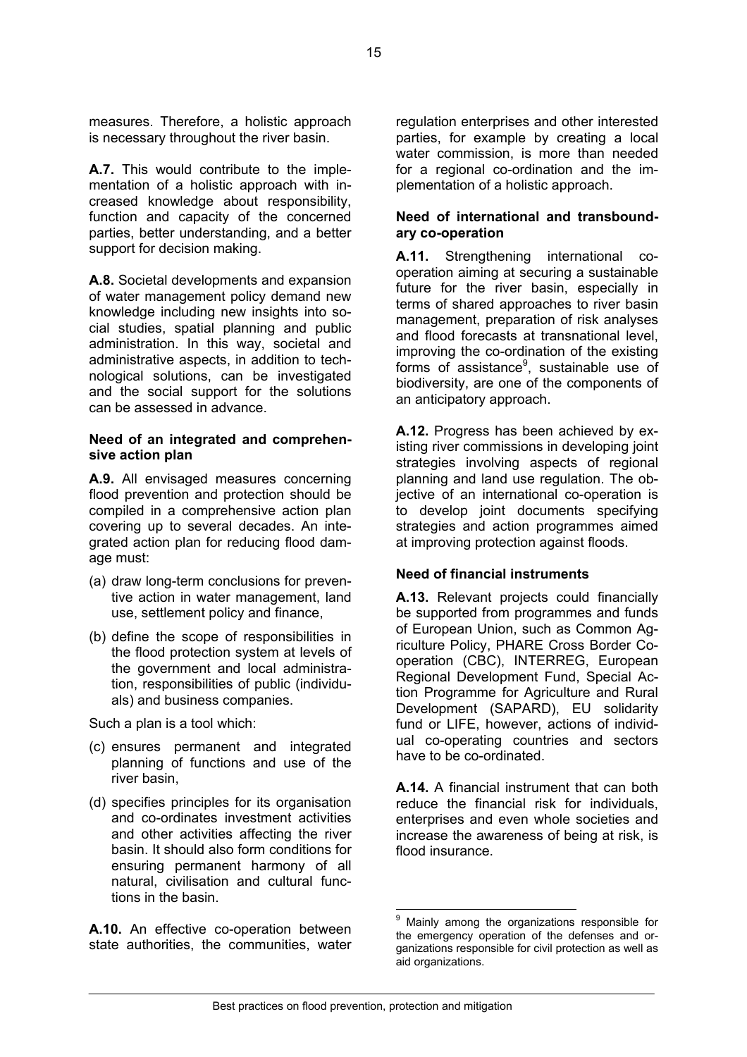measures. Therefore, a holistic approach is necessary throughout the river basin.

**A.7.** This would contribute to the implementation of a holistic approach with increased knowledge about responsibility, function and capacity of the concerned parties, better understanding, and a better support for decision making.

**A.8.** Societal developments and expansion of water management policy demand new knowledge including new insights into social studies, spatial planning and public administration. In this way, societal and administrative aspects, in addition to technological solutions, can be investigated and the social support for the solutions can be assessed in advance.

#### Need of an integrated and comprehensive action plan

**A.9.** All envisaged measures concerning flood prevention and protection should be compiled in a comprehensive action plan covering up to several decades. An integrated action plan for reducing flood damage must:

(a) draw long-term conclusions for preventive action in water management, land use, settlement policy and finance,

(b) define the scope of responsibilities in the flood protection system at levels of the government and local administration, responsibilities of public (individuals) and business companies.

Such a plan is a tool which:

(c) ensures permanent and integrated planning of functions and use of the river basin,

(d) specifies principles for its organisation and co-ordinates investment activities and other activities affecting the river basin. It should also form conditions for ensuring permanent harmony of all natural, civilisation and cultural functions in the basin.

**A.10.** An effective co-operation between state authorities, the communities, water regulation enterprises and other interested parties, for example by creating a local water commission, is more than needed for a regional co-ordination and the implementation of a holistic approach.

#### Need of international and transboundary co-operation

**A.11.** Strengthening international co-operation aiming at securing a sustainable future for the river basin, especially in terms of shared approaches to river basin management, preparation of risk analyses and flood forecasts at transnational level, improving the co-ordination of the existing forms of assistance[9], sustainable use of biodiversity, are one of the components of an anticipatory approach.

**A.12.** Progress has been achieved by existing river commissions in developing joint strategies involving aspects of regional planning and land use regulation. The objective of an international co-operation is to develop joint documents specifying strategies and action programmes aimed at improving protection against floods.

#### Need of financial instruments

**A.13.** Relevant projects could financially be supported from programmes and funds of European Union, such as Common Agriculture Policy, PHARE Cross Border Co-operation (CBC), INTERREG, European Regional Development Fund, Special Action Programme for Agriculture and Rural Development (SAPARD), EU solidarity fund or LIFE, however, actions of individual co-operating countries and sectors have to be co-ordinated.

**A.14.** A financial instrument that can both reduce the financial risk for individuals, enterprises and even whole societies and increase the awareness of being at risk, is flood insurance.

---

[9] Mainly among the organizations responsible for the emergency operation of the defenses and organizations responsible for civil protection as well as aid organizations.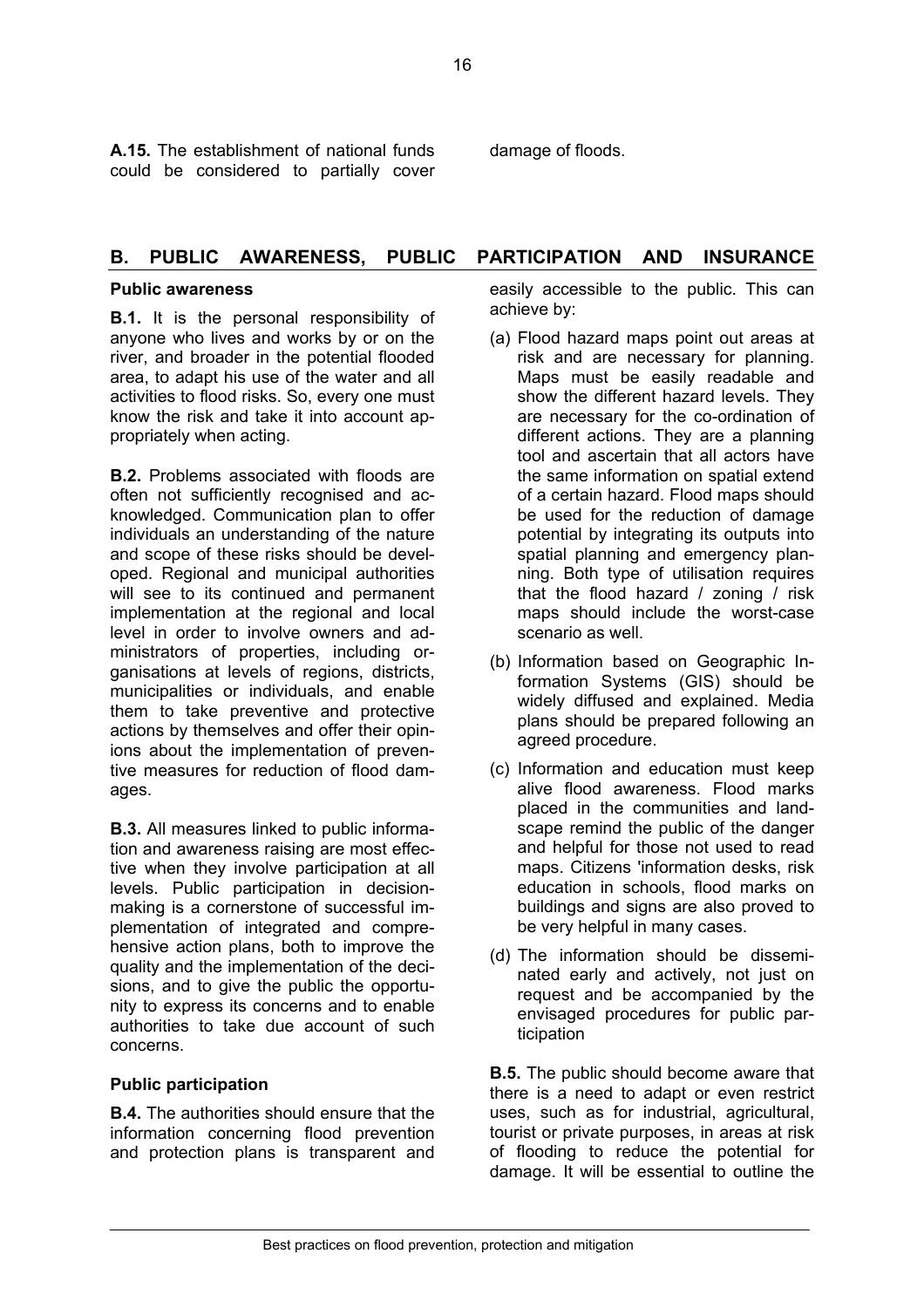**A.15.** The establishment of national funds could be considered to partially cover damage of floods.

## B. PUBLIC AWARENESS, PUBLIC PARTICIPATION AND INSURANCE

### Public awareness

**B.1.** It is the personal responsibility of anyone who lives and works by or on the river, and broader in the potential flooded area, to adapt his use of the water and all activities to flood risks. So, every one must know the risk and take it into account appropriately when acting.

**B.2.** Problems associated with floods are often not sufficiently recognised and acknowledged. Communication plan to offer individuals an understanding of the nature and scope of these risks should be developed. Regional and municipal authorities will see to its continued and permanent implementation at the regional and local level in order to involve owners and administrators of properties, including organisations at levels of regions, districts, municipalities or individuals, and enable them to take preventive and protective actions by themselves and offer their opinions about the implementation of preventive measures for reduction of flood damages.

**B.3.** All measures linked to public information and awareness raising are most effective when they involve participation at all levels. Public participation in decision-making is a cornerstone of successful implementation of integrated and comprehensive action plans, both to improve the quality and the implementation of the decisions, and to give the public the opportunity to express its concerns and to enable authorities to take due account of such concerns.

### Public participation

**B.4.** The authorities should ensure that the information concerning flood prevention and protection plans is transparent and easily accessible to the public. This can achieve by:

(a) Flood hazard maps point out areas at risk and are necessary for planning. Maps must be easily readable and show the different hazard levels. They are necessary for the co-ordination of different actions. They are a planning tool and ascertain that all actors have the same information on spatial extend of a certain hazard. Flood maps should be used for the reduction of damage potential by integrating its outputs into spatial planning and emergency planning. Both type of utilisation requires that the flood hazard / zoning / risk maps should include the worst-case scenario as well.

(b) Information based on Geographic Information Systems (GIS) should be widely diffused and explained. Media plans should be prepared following an agreed procedure.

(c) Information and education must keep alive flood awareness. Flood marks placed in the communities and landscape remind the public of the danger and helpful for those not used to read maps. Citizens 'information desks, risk education in schools, flood marks on buildings and signs are also proved to be very helpful in many cases.

(d) The information should be disseminated early and actively, not just on request and be accompanied by the envisaged procedures for public participation

**B.5.** The public should become aware that there is a need to adapt or even restrict uses, such as for industrial, agricultural, tourist or private purposes, in areas at risk of flooding to reduce the potential for damage. It will be essential to outline the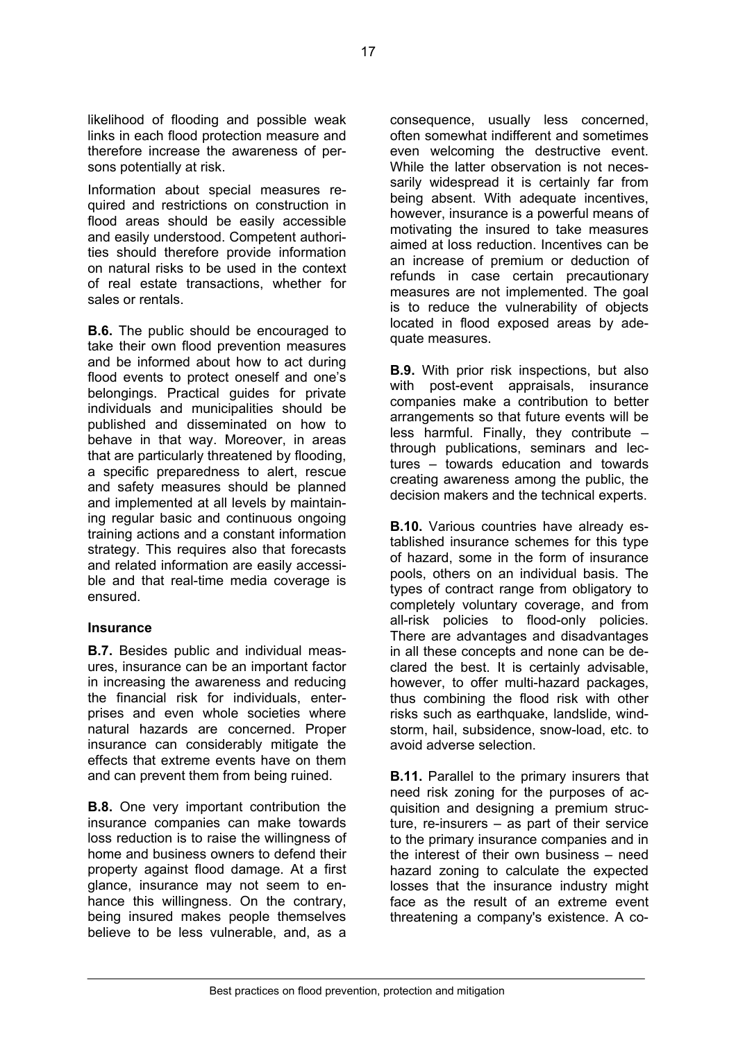likelihood of flooding and possible weak links in each flood protection measure and therefore increase the awareness of persons potentially at risk.

Information about special measures required and restrictions on construction in flood areas should be easily accessible and easily understood. Competent authorities should therefore provide information on natural risks to be used in the context of real estate transactions, whether for sales or rentals.

**B.6.** The public should be encouraged to take their own flood prevention measures and be informed about how to act during flood events to protect oneself and one's belongings. Practical guides for private individuals and municipalities should be published and disseminated on how to behave in that way. Moreover, in areas that are particularly threatened by flooding, a specific preparedness to alert, rescue and safety measures should be planned and implemented at all levels by maintaining regular basic and continuous ongoing training actions and a constant information strategy. This requires also that forecasts and related information are easily accessible and that real-time media coverage is ensured.

### Insurance

**B.7.** Besides public and individual measures, insurance can be an important factor in increasing the awareness and reducing the financial risk for individuals, enterprises and even whole societies where natural hazards are concerned. Proper insurance can considerably mitigate the effects that extreme events have on them and can prevent them from being ruined.

**B.8.** One very important contribution the insurance companies can make towards loss reduction is to raise the willingness of home and business owners to defend their property against flood damage. At a first glance, insurance may not seem to enhance this willingness. On the contrary, being insured makes people themselves believe to be less vulnerable, and, as a consequence, usually less concerned, often somewhat indifferent and sometimes even welcoming the destructive event. While the latter observation is not necessarily widespread it is certainly far from being absent. With adequate incentives, however, insurance is a powerful means of motivating the insured to take measures aimed at loss reduction. Incentives can be an increase of premium or deduction of refunds in case certain precautionary measures are not implemented. The goal is to reduce the vulnerability of objects located in flood exposed areas by adequate measures.

**B.9.** With prior risk inspections, but also with post-event appraisals, insurance companies make a contribution to better arrangements so that future events will be less harmful. Finally, they contribute – through publications, seminars and lectures – towards education and towards creating awareness among the public, the decision makers and the technical experts.

**B.10.** Various countries have already established insurance schemes for this type of hazard, some in the form of insurance pools, others on an individual basis. The types of contract range from obligatory to completely voluntary coverage, and from all-risk policies to flood-only policies. There are advantages and disadvantages in all these concepts and none can be declared the best. It is certainly advisable, however, to offer multi-hazard packages, thus combining the flood risk with other risks such as earthquake, landslide, windstorm, hail, subsidence, snow-load, etc. to avoid adverse selection.

**B.11.** Parallel to the primary insurers that need risk zoning for the purposes of acquisition and designing a premium structure, re-insurers – as part of their service to the primary insurance companies and in the interest of their own business – need hazard zoning to calculate the expected losses that the insurance industry might face as the result of an extreme event threatening a company's existence. A co-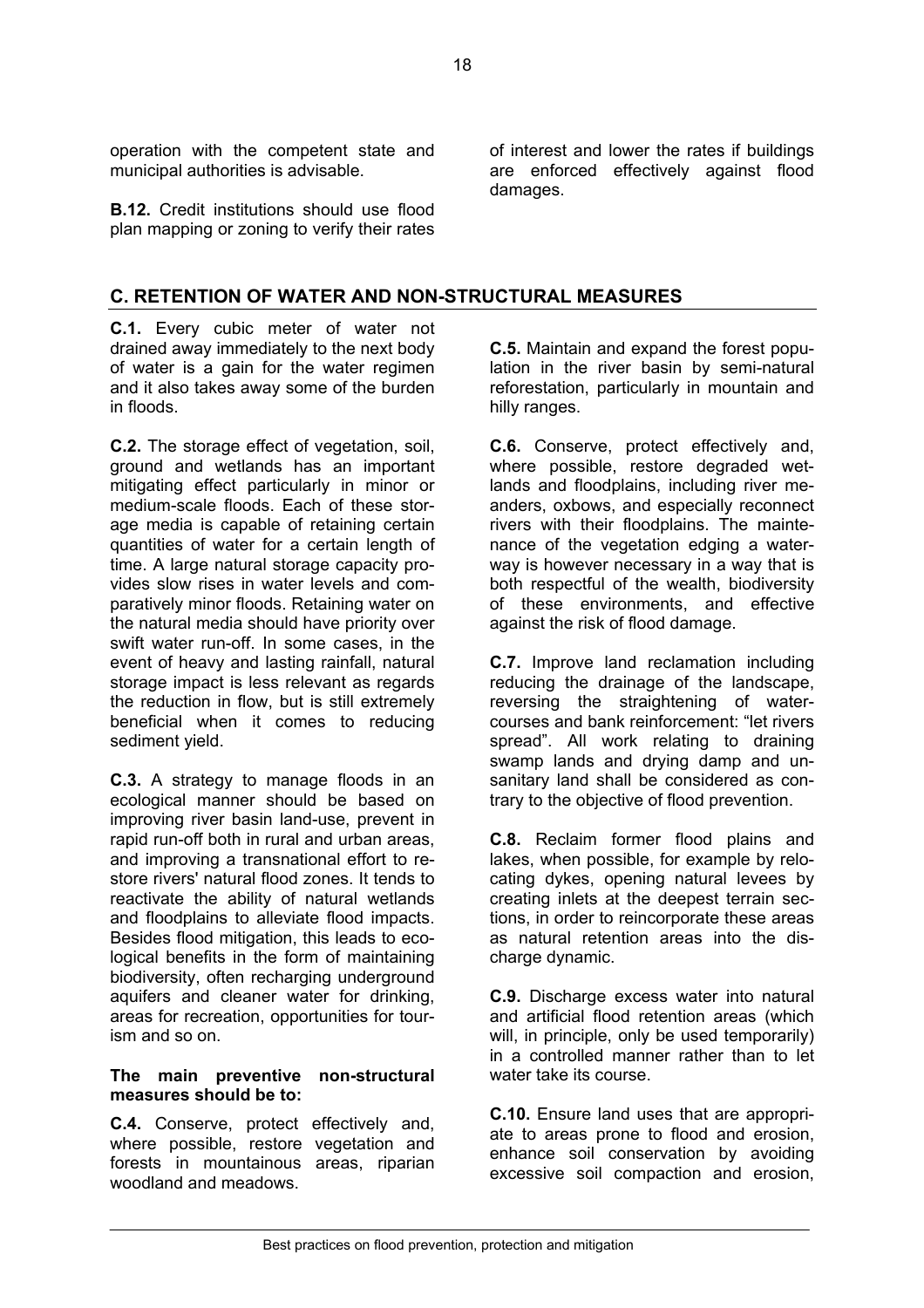operation with the competent state and municipal authorities is advisable.

**B.12.** Credit institutions should use flood plan mapping or zoning to verify their rates of interest and lower the rates if buildings are enforced effectively against flood damages.

## C. RETENTION OF WATER AND NON-STRUCTURAL MEASURES

**C.1.** Every cubic meter of water not drained away immediately to the next body of water is a gain for the water regimen and it also takes away some of the burden in floods.

**C.2.** The storage effect of vegetation, soil, ground and wetlands has an important mitigating effect particularly in minor or medium-scale floods. Each of these storage media is capable of retaining certain quantities of water for a certain length of time. A large natural storage capacity provides slow rises in water levels and comparatively minor floods. Retaining water on the natural media should have priority over swift water run-off. In some cases, in the event of heavy and lasting rainfall, natural storage impact is less relevant as regards the reduction in flow, but is still extremely beneficial when it comes to reducing sediment yield.

**C.3.** A strategy to manage floods in an ecological manner should be based on improving river basin land-use, prevent in rapid run-off both in rural and urban areas, and improving a transnational effort to restore rivers' natural flood zones. It tends to reactivate the ability of natural wetlands and floodplains to alleviate flood impacts. Besides flood mitigation, this leads to ecological benefits in the form of maintaining biodiversity, often recharging underground aquifers and cleaner water for drinking, areas for recreation, opportunities for tourism and so on.

**The main preventive non-structural measures should be to:**

**C.4.** Conserve, protect effectively and, where possible, restore vegetation and forests in mountainous areas, riparian woodland and meadows.

**C.5.** Maintain and expand the forest population in the river basin by semi-natural reforestation, particularly in mountain and hilly ranges.

**C.6.** Conserve, protect effectively and, where possible, restore degraded wetlands and floodplains, including river meanders, oxbows, and especially reconnect rivers with their floodplains. The maintenance of the vegetation edging a waterway is however necessary in a way that is both respectful of the wealth, biodiversity of these environments, and effective against the risk of flood damage.

**C.7.** Improve land reclamation including reducing the drainage of the landscape, reversing the straightening of watercourses and bank reinforcement: "let rivers spread". All work relating to draining swamp lands and drying damp and unsanitary land shall be considered as contrary to the objective of flood prevention.

**C.8.** Reclaim former flood plains and lakes, when possible, for example by relocating dykes, opening natural levees by creating inlets at the deepest terrain sections, in order to reincorporate these areas as natural retention areas into the discharge dynamic.

**C.9.** Discharge excess water into natural and artificial flood retention areas (which will, in principle, only be used temporarily) in a controlled manner rather than to let water take its course.

**C.10.** Ensure land uses that are appropriate to areas prone to flood and erosion, enhance soil conservation by avoiding excessive soil compaction and erosion,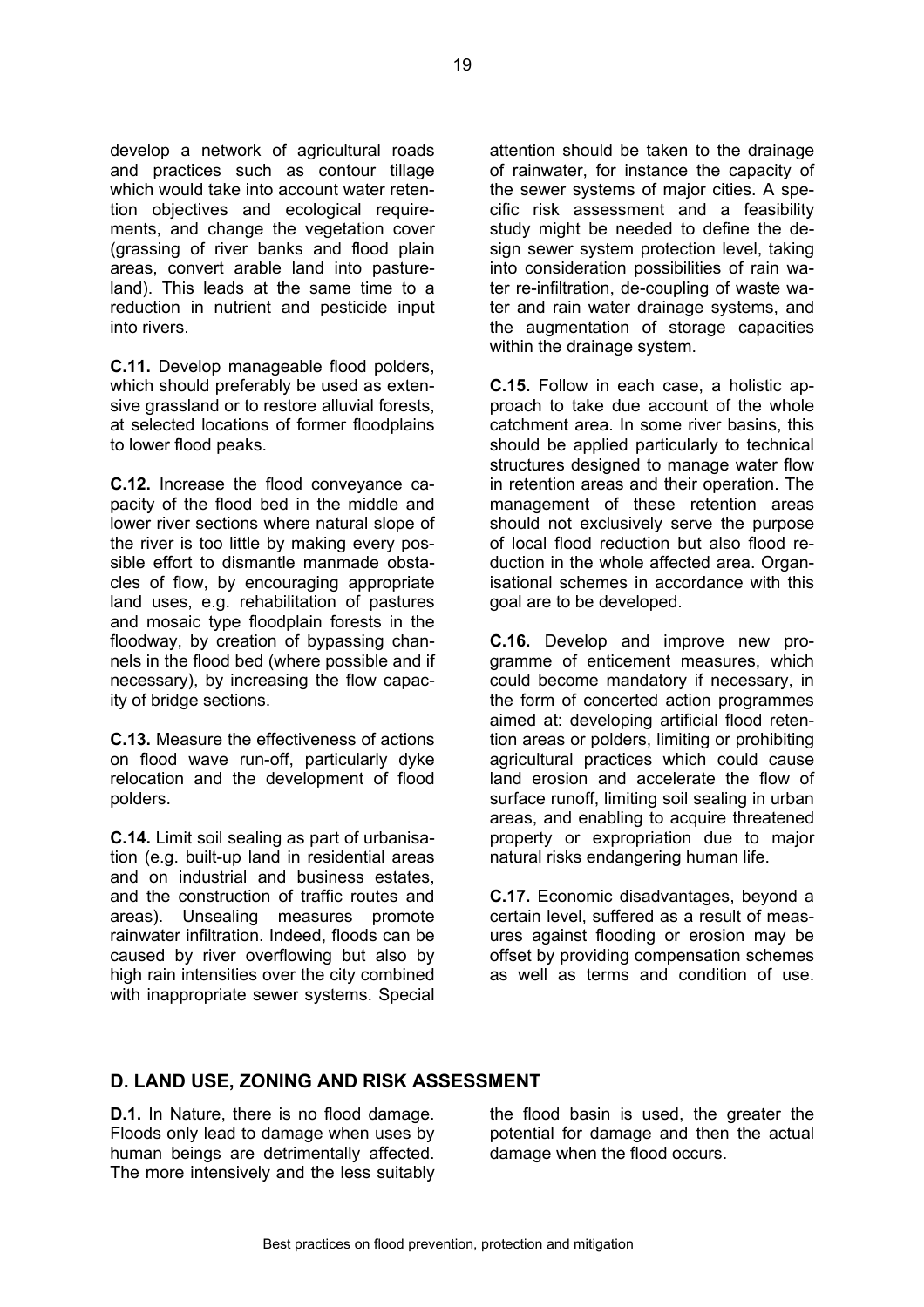develop a network of agricultural roads and practices such as contour tillage which would take into account water retention objectives and ecological requirements, and change the vegetation cover (grassing of river banks and flood plain areas, convert arable land into pastureland). This leads at the same time to a reduction in nutrient and pesticide input into rivers.

**C.11.** Develop manageable flood polders, which should preferably be used as extensive grassland or to restore alluvial forests, at selected locations of former floodplains to lower flood peaks.

**C.12.** Increase the flood conveyance capacity of the flood bed in the middle and lower river sections where natural slope of the river is too little by making every possible effort to dismantle manmade obstacles of flow, by encouraging appropriate land uses, e.g. rehabilitation of pastures and mosaic type floodplain forests in the floodway, by creation of bypassing channels in the flood bed (where possible and if necessary), by increasing the flow capacity of bridge sections.

**C.13.** Measure the effectiveness of actions on flood wave run-off, particularly dyke relocation and the development of flood polders.

**C.14.** Limit soil sealing as part of urbanisation (e.g. built-up land in residential areas and on industrial and business estates, and the construction of traffic routes and areas). Unsealing measures promote rainwater infiltration. Indeed, floods can be caused by river overflowing but also by high rain intensities over the city combined with inappropriate sewer systems. Special attention should be taken to the drainage of rainwater, for instance the capacity of the sewer systems of major cities. A specific risk assessment and a feasibility study might be needed to define the design sewer system protection level, taking into consideration possibilities of rain water re-infiltration, de-coupling of waste water and rain water drainage systems, and the augmentation of storage capacities within the drainage system.

**C.15.** Follow in each case, a holistic approach to take due account of the whole catchment area. In some river basins, this should be applied particularly to technical structures designed to manage water flow in retention areas and their operation. The management of these retention areas should not exclusively serve the purpose of local flood reduction but also flood reduction in the whole affected area. Organisational schemes in accordance with this goal are to be developed.

**C.16.** Develop and improve new programme of enticement measures, which could become mandatory if necessary, in the form of concerted action programmes aimed at: developing artificial flood retention areas or polders, limiting or prohibiting agricultural practices which could cause land erosion and accelerate the flow of surface runoff, limiting soil sealing in urban areas, and enabling to acquire threatened property or expropriation due to major natural risks endangering human life.

**C.17.** Economic disadvantages, beyond a certain level, suffered as a result of measures against flooding or erosion may be offset by providing compensation schemes as well as terms and condition of use.

## D. LAND USE, ZONING AND RISK ASSESSMENT

**D.1.** In Nature, there is no flood damage. Floods only lead to damage when uses by human beings are detrimentally affected. The more intensively and the less suitably the flood basin is used, the greater the potential for damage and then the actual damage when the flood occurs.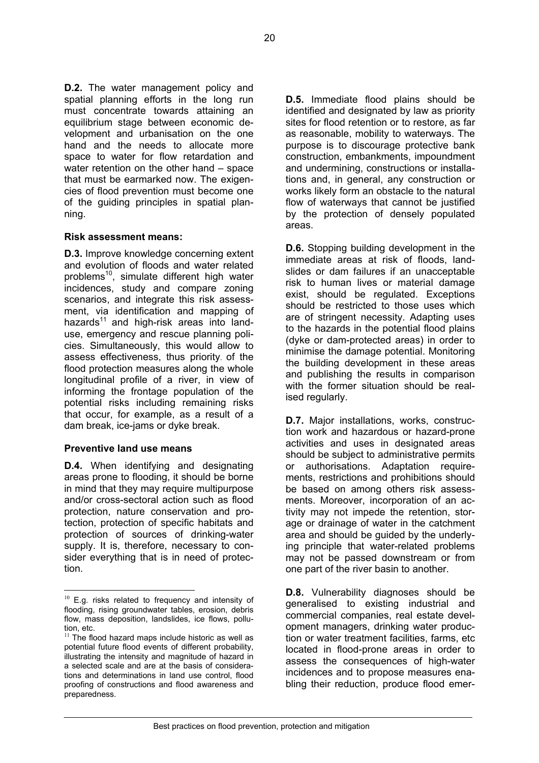**D.2.** The water management policy and spatial planning efforts in the long run must concentrate towards attaining an equilibrium stage between economic development and urbanisation on the one hand and the needs to allocate more space to water for flow retardation and water retention on the other hand – space that must be earmarked now. The exigencies of flood prevention must become one of the guiding principles in spatial planning.

**Risk assessment means:**

**D.3.** Improve knowledge concerning extent and evolution of floods and water related problems[10], simulate different high water incidences, study and compare zoning scenarios, and integrate this risk assessment, via identification and mapping of hazards[11] and high-risk areas into land-use, emergency and rescue planning policies. Simultaneously, this would allow to assess effectiveness, thus priority. of the flood protection measures along the whole longitudinal profile of a river, in view of informing the frontage population of the potential risks including remaining risks that occur, for example, as a result of a dam break, ice-jams or dyke break.

**Preventive land use means**

**D.4.** When identifying and designating areas prone to flooding, it should be borne in mind that they may require multipurpose and/or cross-sectoral action such as flood protection, nature conservation and protection, protection of specific habitats and protection of sources of drinking-water supply. It is, therefore, necessary to consider everything that is in need of protection.

**D.5.** Immediate flood plains should be identified and designated by law as priority sites for flood retention or to restore, as far as reasonable, mobility to waterways. The purpose is to discourage protective bank construction, embankments, impoundment and undermining, constructions or installations and, in general, any construction or works likely form an obstacle to the natural flow of waterways that cannot be justified by the protection of densely populated areas.

**D.6.** Stopping building development in the immediate areas at risk of floods, landslides or dam failures if an unacceptable risk to human lives or material damage exist, should be regulated. Exceptions should be restricted to those uses which are of stringent necessity. Adapting uses to the hazards in the potential flood plains (dyke or dam-protected areas) in order to minimise the damage potential. Monitoring the building development in these areas and publishing the results in comparison with the former situation should be realised regularly.

**D.7.** Major installations, works, construction work and hazardous or hazard-prone activities and uses in designated areas should be subject to administrative permits or authorisations. Adaptation requirements, restrictions and prohibitions should be based on among others risk assessments. Moreover, incorporation of an activity may not impede the retention, storage or drainage of water in the catchment area and should be guided by the underlying principle that water-related problems may not be passed downstream or from one part of the river basin to another.

**D.8.** Vulnerability diagnoses should be generalised to existing industrial and commercial companies, real estate development managers, drinking water production or water treatment facilities, farms, etc located in flood-prone areas in order to assess the consequences of high-water incidences and to propose measures enabling their reduction, produce flood emer-

---

[10] E.g. risks related to frequency and intensity of flooding, rising groundwater tables, erosion, debris flow, mass deposition, landslides, ice flows, pollution, etc.

[11] The flood hazard maps include historic as well as potential future flood events of different probability, illustrating the intensity and magnitude of hazard in a selected scale and are at the basis of considerations and determinations in land use control, flood proofing of constructions and flood awareness and preparedness.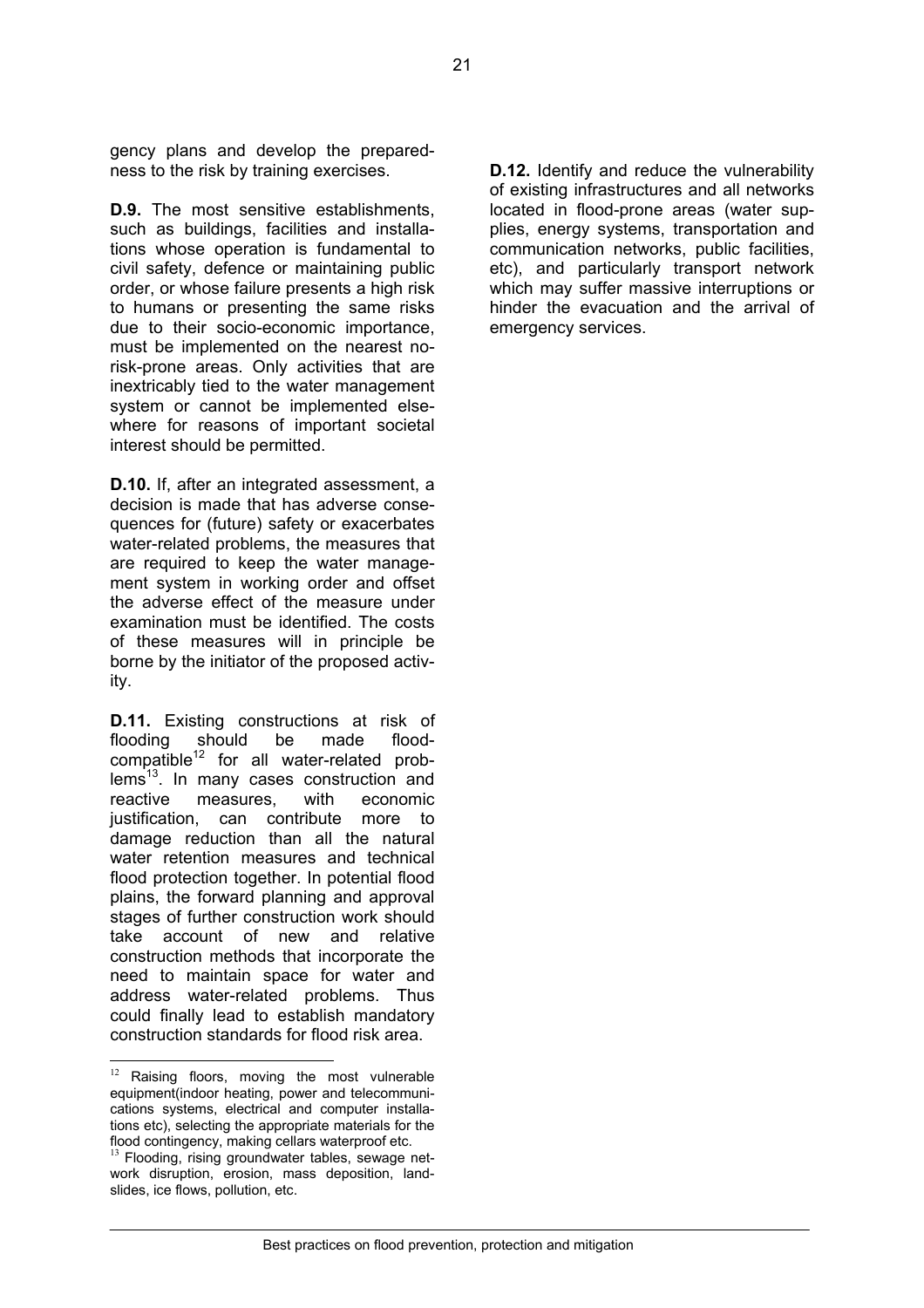gency plans and develop the preparedness to the risk by training exercises.

**D.9.** The most sensitive establishments, such as buildings, facilities and installations whose operation is fundamental to civil safety, defence or maintaining public order, or whose failure presents a high risk to humans or presenting the same risks due to their socio-economic importance, must be implemented on the nearest no-risk-prone areas. Only activities that are inextricably tied to the water management system or cannot be implemented elsewhere for reasons of important societal interest should be permitted.

**D.10.** If, after an integrated assessment, a decision is made that has adverse consequences for (future) safety or exacerbates water-related problems, the measures that are required to keep the water management system in working order and offset the adverse effect of the measure under examination must be identified. The costs of these measures will in principle be borne by the initiator of the proposed activity.

**D.11.** Existing constructions at risk of flooding should be made flood-compatible[12] for all water-related problems[13]. In many cases construction and reactive measures, with economic justification, can contribute more to damage reduction than all the natural water retention measures and technical flood protection together. In potential flood plains, the forward planning and approval stages of further construction work should take account of new and relative construction methods that incorporate the need to maintain space for water and address water-related problems. Thus could finally lead to establish mandatory construction standards for flood risk area.

**D.12.** Identify and reduce the vulnerability of existing infrastructures and all networks located in flood-prone areas (water supplies, energy systems, transportation and communication networks, public facilities, etc), and particularly transport network which may suffer massive interruptions or hinder the evacuation and the arrival of emergency services.

---

[12] Raising floors, moving the most vulnerable equipment(indoor heating, power and telecommunications systems, electrical and computer installations etc), selecting the appropriate materials for the flood contingency, making cellars waterproof etc.

[13] Flooding, rising groundwater tables, sewage network disruption, erosion, mass deposition, landslides, ice flows, pollution, etc.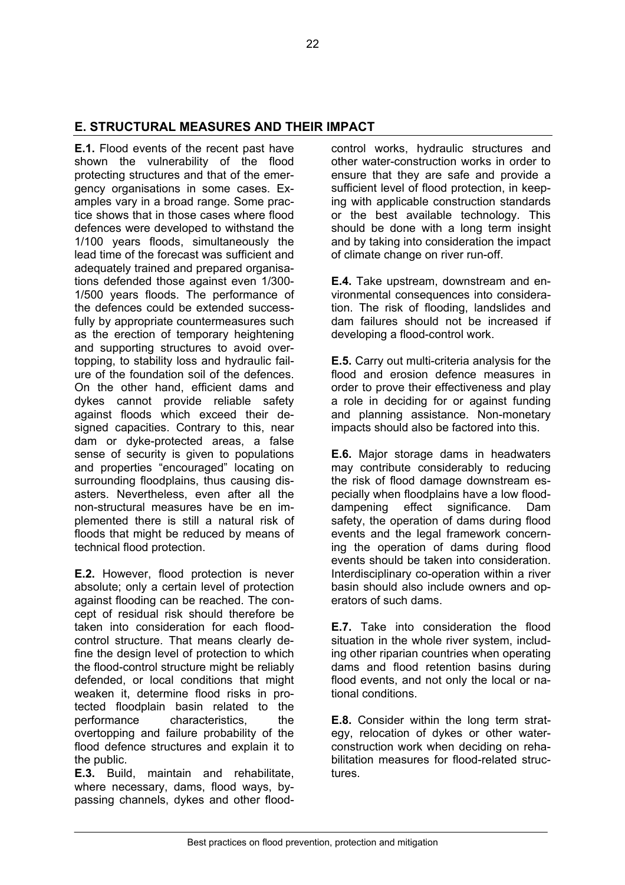## E. STRUCTURAL MEASURES AND THEIR IMPACT

**E.1.** Flood events of the recent past have shown the vulnerability of the flood protecting structures and that of the emergency organisations in some cases. Examples vary in a broad range. Some practice shows that in those cases where flood defences were developed to withstand the 1/100 years floods, simultaneously the lead time of the forecast was sufficient and adequately trained and prepared organisations defended those against even 1/300-1/500 years floods. The performance of the defences could be extended successfully by appropriate countermeasures such as the erection of temporary heightening and supporting structures to avoid overtopping, to stability loss and hydraulic failure of the foundation soil of the defences. On the other hand, efficient dams and dykes cannot provide reliable safety against floods which exceed their designed capacities. Contrary to this, near dam or dyke-protected areas, a false sense of security is given to populations and properties "encouraged" locating on surrounding floodplains, thus causing disasters. Nevertheless, even after all the non-structural measures have be en implemented there is still a natural risk of floods that might be reduced by means of technical flood protection.

**E.2.** However, flood protection is never absolute; only a certain level of protection against flooding can be reached. The concept of residual risk should therefore be taken into consideration for each flood-control structure. That means clearly define the design level of protection to which the flood-control structure might be reliably defended, or local conditions that might weaken it, determine flood risks in protected floodplain basin related to the performance characteristics, the overtopping and failure probability of the flood defence structures and explain it to the public.

**E.3.** Build, maintain and rehabilitate, where necessary, dams, flood ways, bypassing channels, dykes and other flood-control works, hydraulic structures and other water-construction works in order to ensure that they are safe and provide a sufficient level of flood protection, in keeping with applicable construction standards or the best available technology. This should be done with a long term insight and by taking into consideration the impact of climate change on river run-off.

**E.4.** Take upstream, downstream and environmental consequences into consideration. The risk of flooding, landslides and dam failures should not be increased if developing a flood-control work.

**E.5.** Carry out multi-criteria analysis for the flood and erosion defence measures in order to prove their effectiveness and play a role in deciding for or against funding and planning assistance. Non-monetary impacts should also be factored into this.

**E.6.** Major storage dams in headwaters may contribute considerably to reducing the risk of flood damage downstream especially when floodplains have a low flood-dampening effect significance. Dam safety, the operation of dams during flood events and the legal framework concerning the operation of dams during flood events should be taken into consideration. Interdisciplinary co-operation within a river basin should also include owners and operators of such dams.

**E.7.** Take into consideration the flood situation in the whole river system, including other riparian countries when operating dams and flood retention basins during flood events, and not only the local or national conditions.

**E.8.** Consider within the long term strategy, relocation of dykes or other water-construction work when deciding on rehabilitation measures for flood-related structures.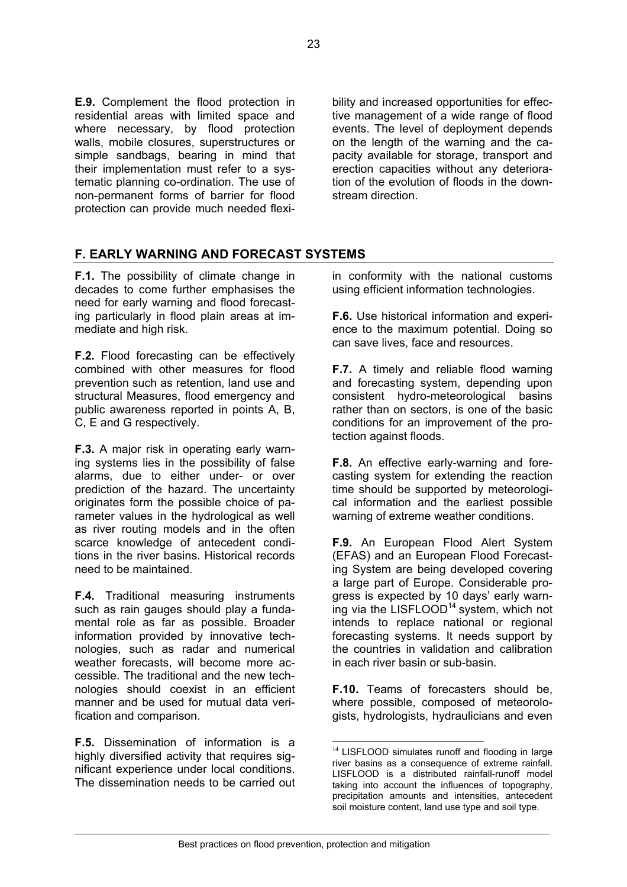**E.9.** Complement the flood protection in residential areas with limited space and where necessary, by flood protection walls, mobile closures, superstructures or simple sandbags, bearing in mind that their implementation must refer to a systematic planning co-ordination. The use of non-permanent forms of barrier for flood protection can provide much needed flexibility and increased opportunities for effective management of a wide range of flood events. The level of deployment depends on the length of the warning and the capacity available for storage, transport and erection capacities without any deterioration of the evolution of floods in the downstream direction.

## F. EARLY WARNING AND FORECAST SYSTEMS

**F.1.** The possibility of climate change in decades to come further emphasises the need for early warning and flood forecasting particularly in flood plain areas at immediate and high risk.

**F.2.** Flood forecasting can be effectively combined with other measures for flood prevention such as retention, land use and structural Measures, flood emergency and public awareness reported in points A, B, C, E and G respectively.

**F.3.** A major risk in operating early warning systems lies in the possibility of false alarms, due to either under- or over prediction of the hazard. The uncertainty originates form the possible choice of parameter values in the hydrological as well as river routing models and in the often scarce knowledge of antecedent conditions in the river basins. Historical records need to be maintained.

**F.4.** Traditional measuring instruments such as rain gauges should play a fundamental role as far as possible. Broader information provided by innovative technologies, such as radar and numerical weather forecasts, will become more accessible. The traditional and the new technologies should coexist in an efficient manner and be used for mutual data verification and comparison.

**F.5.** Dissemination of information is a highly diversified activity that requires significant experience under local conditions. The dissemination needs to be carried out in conformity with the national customs using efficient information technologies.

**F.6.** Use historical information and experience to the maximum potential. Doing so can save lives, face and resources.

**F.7.** A timely and reliable flood warning and forecasting system, depending upon consistent hydro-meteorological basins rather than on sectors, is one of the basic conditions for an improvement of the protection against floods.

**F.8.** An effective early-warning and forecasting system for extending the reaction time should be supported by meteorological information and the earliest possible warning of extreme weather conditions.

**F.9.** An European Flood Alert System (EFAS) and an European Flood Forecasting System are being developed covering a large part of Europe. Considerable progress is expected by 10 days' early warning via the LISFLOOD[14] system, which not intends to replace national or regional forecasting systems. It needs support by the countries in validation and calibration in each river basin or sub-basin.

**F.10.** Teams of forecasters should be, where possible, composed of meteorologists, hydrologists, hydraulicians and even

[14] LISFLOOD simulates runoff and flooding in large river basins as a consequence of extreme rainfall. LISFLOOD is a distributed rainfall-runoff model taking into account the influences of topography, precipitation amounts and intensities, antecedent soil moisture content, land use type and soil type.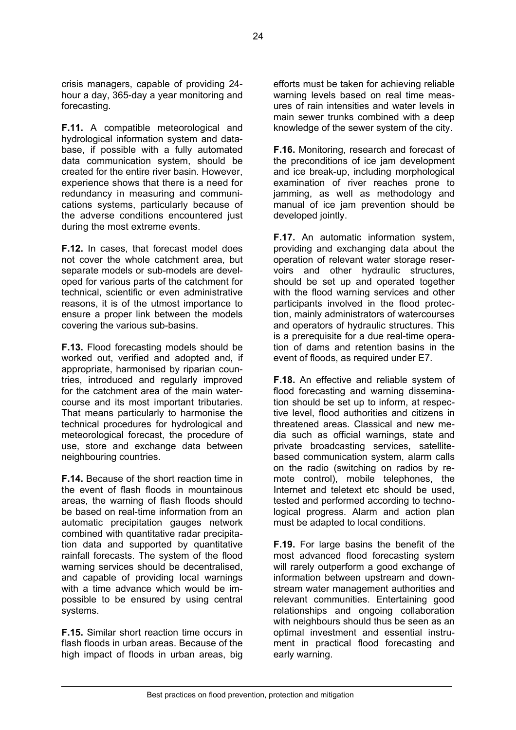crisis managers, capable of providing 24-hour a day, 365-day a year monitoring and forecasting.

**F.11.** A compatible meteorological and hydrological information system and database, if possible with a fully automated data communication system, should be created for the entire river basin. However, experience shows that there is a need for redundancy in measuring and communications systems, particularly because of the adverse conditions encountered just during the most extreme events.

**F.12.** In cases, that forecast model does not cover the whole catchment area, but separate models or sub-models are developed for various parts of the catchment for technical, scientific or even administrative reasons, it is of the utmost importance to ensure a proper link between the models covering the various sub-basins.

**F.13.** Flood forecasting models should be worked out, verified and adopted and, if appropriate, harmonised by riparian countries, introduced and regularly improved for the catchment area of the main watercourse and its most important tributaries. That means particularly to harmonise the technical procedures for hydrological and meteorological forecast, the procedure of use, store and exchange data between neighbouring countries.

**F.14.** Because of the short reaction time in the event of flash floods in mountainous areas, the warning of flash floods should be based on real-time information from an automatic precipitation gauges network combined with quantitative radar precipitation data and supported by quantitative rainfall forecasts. The system of the flood warning services should be decentralised, and capable of providing local warnings with a time advance which would be impossible to be ensured by using central systems.

**F.15.** Similar short reaction time occurs in flash floods in urban areas. Because of the high impact of floods in urban areas, big efforts must be taken for achieving reliable warning levels based on real time measures of rain intensities and water levels in main sewer trunks combined with a deep knowledge of the sewer system of the city.

**F.16.** Monitoring, research and forecast of the preconditions of ice jam development and ice break-up, including morphological examination of river reaches prone to jamming, as well as methodology and manual of ice jam prevention should be developed jointly.

**F.17.** An automatic information system, providing and exchanging data about the operation of relevant water storage reservoirs and other hydraulic structures, should be set up and operated together with the flood warning services and other participants involved in the flood protection, mainly administrators of watercourses and operators of hydraulic structures. This is a prerequisite for a due real-time operation of dams and retention basins in the event of floods, as required under E7.

**F.18.** An effective and reliable system of flood forecasting and warning dissemination should be set up to inform, at respective level, flood authorities and citizens in threatened areas. Classical and new media such as official warnings, state and private broadcasting services, satellite-based communication system, alarm calls on the radio (switching on radios by remote control), mobile telephones, the Internet and teletext etc should be used, tested and performed according to technological progress. Alarm and action plan must be adapted to local conditions.

**F.19.** For large basins the benefit of the most advanced flood forecasting system will rarely outperform a good exchange of information between upstream and downstream water management authorities and relevant communities. Entertaining good relationships and ongoing collaboration with neighbours should thus be seen as an optimal investment and essential instrument in practical flood forecasting and early warning.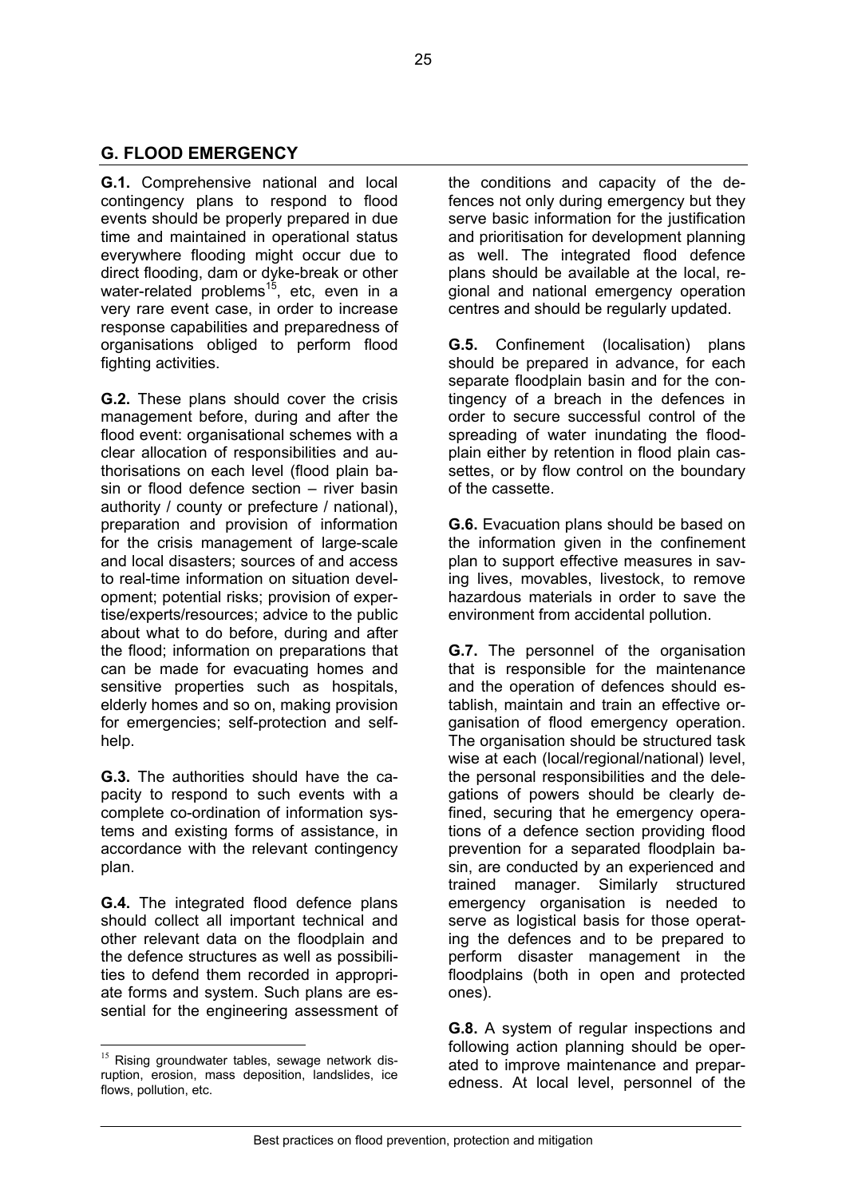## G. FLOOD EMERGENCY

**G.1.** Comprehensive national and local contingency plans to respond to flood events should be properly prepared in due time and maintained in operational status everywhere flooding might occur due to direct flooding, dam or dyke-break or other water-related problems[15], etc, even in a very rare event case, in order to increase response capabilities and preparedness of organisations obliged to perform flood fighting activities.

**G.2.** These plans should cover the crisis management before, during and after the flood event: organisational schemes with a clear allocation of responsibilities and authorisations on each level (flood plain basin or flood defence section – river basin authority / county or prefecture / national), preparation and provision of information for the crisis management of large-scale and local disasters; sources of and access to real-time information on situation development; potential risks; provision of expertise/experts/resources; advice to the public about what to do before, during and after the flood; information on preparations that can be made for evacuating homes and sensitive properties such as hospitals, elderly homes and so on, making provision for emergencies; self-protection and self-help.

**G.3.** The authorities should have the capacity to respond to such events with a complete co-ordination of information systems and existing forms of assistance, in accordance with the relevant contingency plan.

**G.4.** The integrated flood defence plans should collect all important technical and other relevant data on the floodplain and the defence structures as well as possibilities to defend them recorded in appropriate forms and system. Such plans are essential for the engineering assessment of the conditions and capacity of the defences not only during emergency but they serve basic information for the justification and prioritisation for development planning as well. The integrated flood defence plans should be available at the local, regional and national emergency operation centres and should be regularly updated.

**G.5.** Confinement (localisation) plans should be prepared in advance, for each separate floodplain basin and for the contingency of a breach in the defences in order to secure successful control of the spreading of water inundating the floodplain either by retention in flood plain cassettes, or by flow control on the boundary of the cassette.

**G.6.** Evacuation plans should be based on the information given in the confinement plan to support effective measures in saving lives, movables, livestock, to remove hazardous materials in order to save the environment from accidental pollution.

**G.7.** The personnel of the organisation that is responsible for the maintenance and the operation of defences should establish, maintain and train an effective organisation of flood emergency operation. The organisation should be structured task wise at each (local/regional/national) level, the personal responsibilities and the delegations of powers should be clearly defined, securing that he emergency operations of a defence section providing flood prevention for a separated floodplain basin, are conducted by an experienced and trained manager. Similarly structured emergency organisation is needed to serve as logistical basis for those operating the defences and to be prepared to perform disaster management in the floodplains (both in open and protected ones).

**G.8.** A system of regular inspections and following action planning should be operated to improve maintenance and preparedness. At local level, personnel of the

[15] Rising groundwater tables, sewage network disruption, erosion, mass deposition, landslides, ice flows, pollution, etc.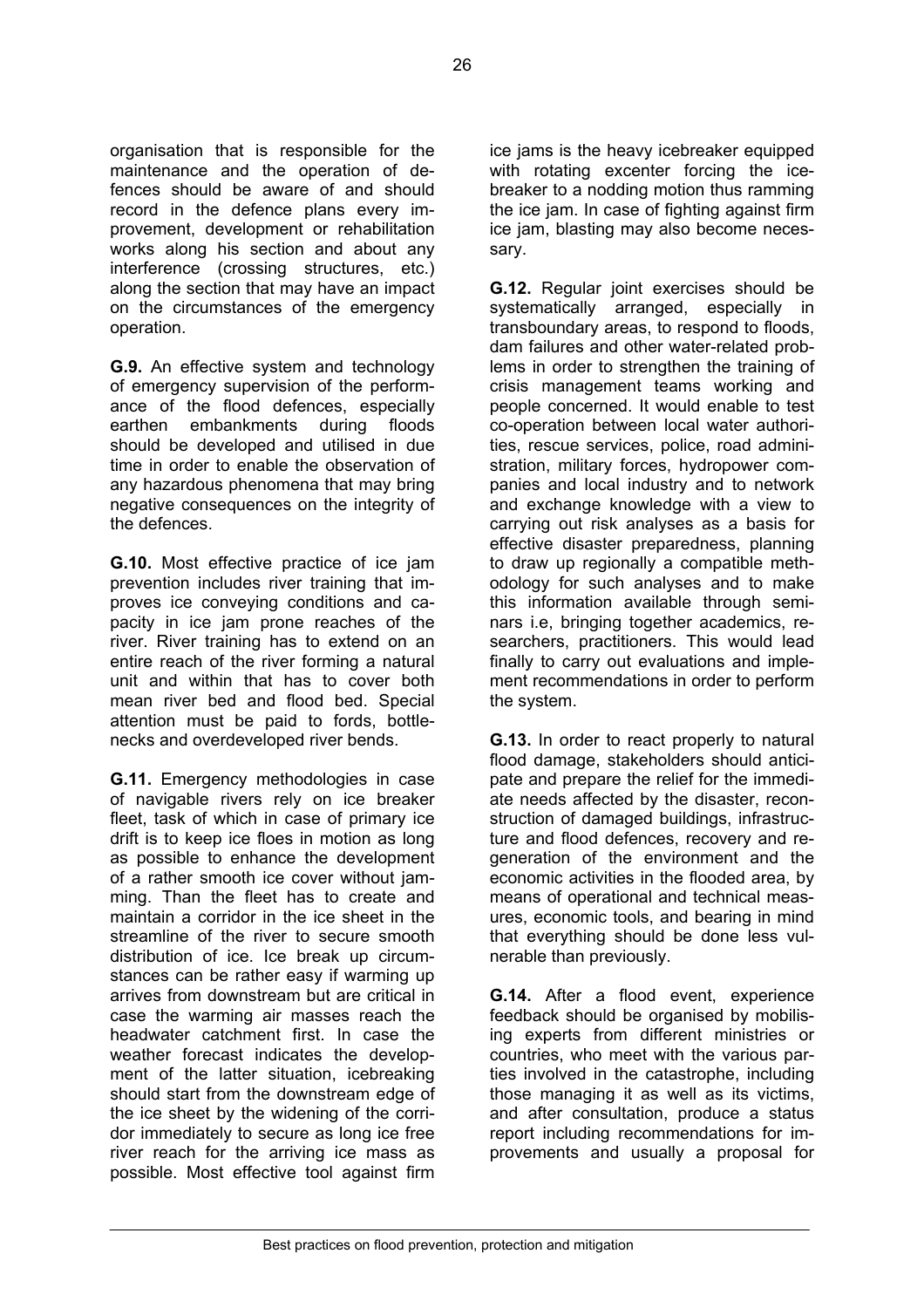organisation that is responsible for the maintenance and the operation of defences should be aware of and should record in the defence plans every improvement, development or rehabilitation works along his section and about any interference (crossing structures, etc.) along the section that may have an impact on the circumstances of the emergency operation.

**G.9.** An effective system and technology of emergency supervision of the performance of the flood defences, especially earthen embankments during floods should be developed and utilised in due time in order to enable the observation of any hazardous phenomena that may bring negative consequences on the integrity of the defences.

**G.10.** Most effective practice of ice jam prevention includes river training that improves ice conveying conditions and capacity in ice jam prone reaches of the river. River training has to extend on an entire reach of the river forming a natural unit and within that has to cover both mean river bed and flood bed. Special attention must be paid to fords, bottlenecks and overdeveloped river bends.

**G.11.** Emergency methodologies in case of navigable rivers rely on ice breaker fleet, task of which in case of primary ice drift is to keep ice floes in motion as long as possible to enhance the development of a rather smooth ice cover without jamming. Than the fleet has to create and maintain a corridor in the ice sheet in the streamline of the river to secure smooth distribution of ice. Ice break up circumstances can be rather easy if warming up arrives from downstream but are critical in case the warming air masses reach the headwater catchment first. In case the weather forecast indicates the development of the latter situation, icebreaking should start from the downstream edge of the ice sheet by the widening of the corridor immediately to secure as long ice free river reach for the arriving ice mass as possible. Most effective tool against firm ice jams is the heavy icebreaker equipped with rotating excenter forcing the icebreaker to a nodding motion thus ramming the ice jam. In case of fighting against firm ice jam, blasting may also become necessary.

**G.12.** Regular joint exercises should be systematically arranged, especially in transboundary areas, to respond to floods, dam failures and other water-related problems in order to strengthen the training of crisis management teams working and people concerned. It would enable to test co-operation between local water authorities, rescue services, police, road administration, military forces, hydropower companies and local industry and to network and exchange knowledge with a view to carrying out risk analyses as a basis for effective disaster preparedness, planning to draw up regionally a compatible methodology for such analyses and to make this information available through seminars i.e, bringing together academics, researchers, practitioners. This would lead finally to carry out evaluations and implement recommendations in order to perform the system.

**G.13.** In order to react properly to natural flood damage, stakeholders should anticipate and prepare the relief for the immediate needs affected by the disaster, reconstruction of damaged buildings, infrastructure and flood defences, recovery and regeneration of the environment and the economic activities in the flooded area, by means of operational and technical measures, economic tools, and bearing in mind that everything should be done less vulnerable than previously.

**G.14.** After a flood event, experience feedback should be organised by mobilising experts from different ministries or countries, who meet with the various parties involved in the catastrophe, including those managing it as well as its victims, and after consultation, produce a status report including recommendations for improvements and usually a proposal for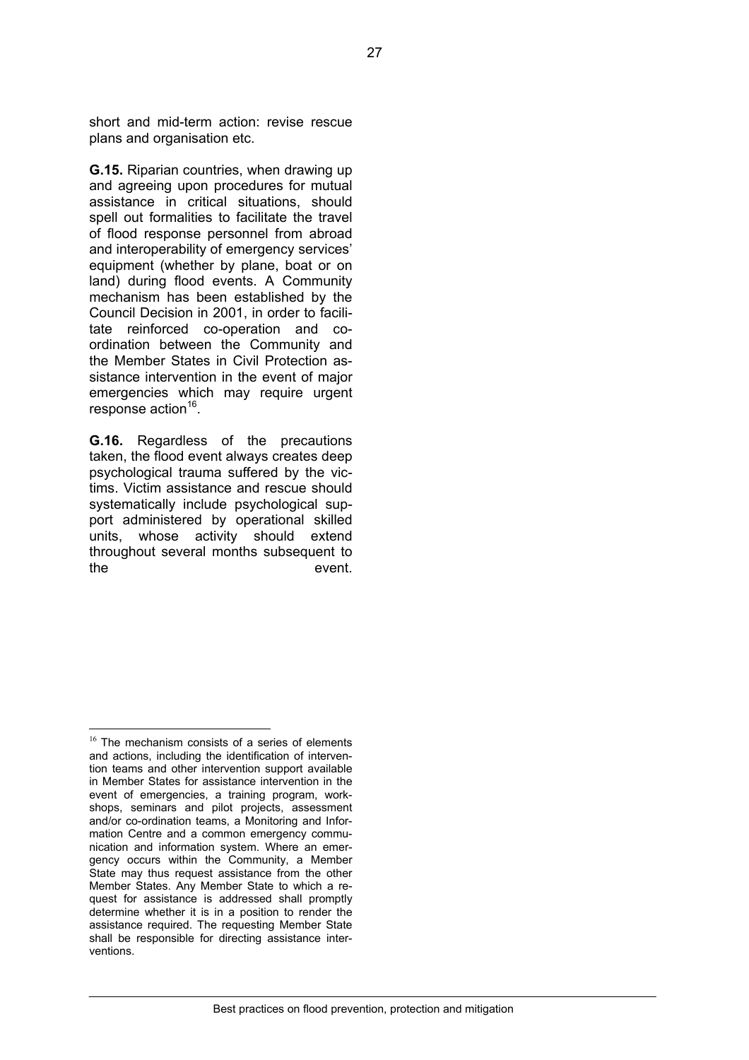short and mid-term action: revise rescue plans and organisation etc.

**G.15.** Riparian countries, when drawing up and agreeing upon procedures for mutual assistance in critical situations, should spell out formalities to facilitate the travel of flood response personnel from abroad and interoperability of emergency services' equipment (whether by plane, boat or on land) during flood events. A Community mechanism has been established by the Council Decision in 2001, in order to facilitate reinforced co-operation and co-ordination between the Community and the Member States in Civil Protection assistance intervention in the event of major emergencies which may require urgent response action[16].

**G.16.** Regardless of the precautions taken, the flood event always creates deep psychological trauma suffered by the victims. Victim assistance and rescue should systematically include psychological support administered by operational skilled units, whose activity should extend throughout several months subsequent to the event.

---

[16] The mechanism consists of a series of elements and actions, including the identification of intervention teams and other intervention support available in Member States for assistance intervention in the event of emergencies, a training program, workshops, seminars and pilot projects, assessment and/or co-ordination teams, a Monitoring and Information Centre and a common emergency communication and information system. Where an emergency occurs within the Community, a Member State may thus request assistance from the other Member States. Any Member State to which a request for assistance is addressed shall promptly determine whether it is in a position to render the assistance required. The requesting Member State shall be responsible for directing assistance interventions.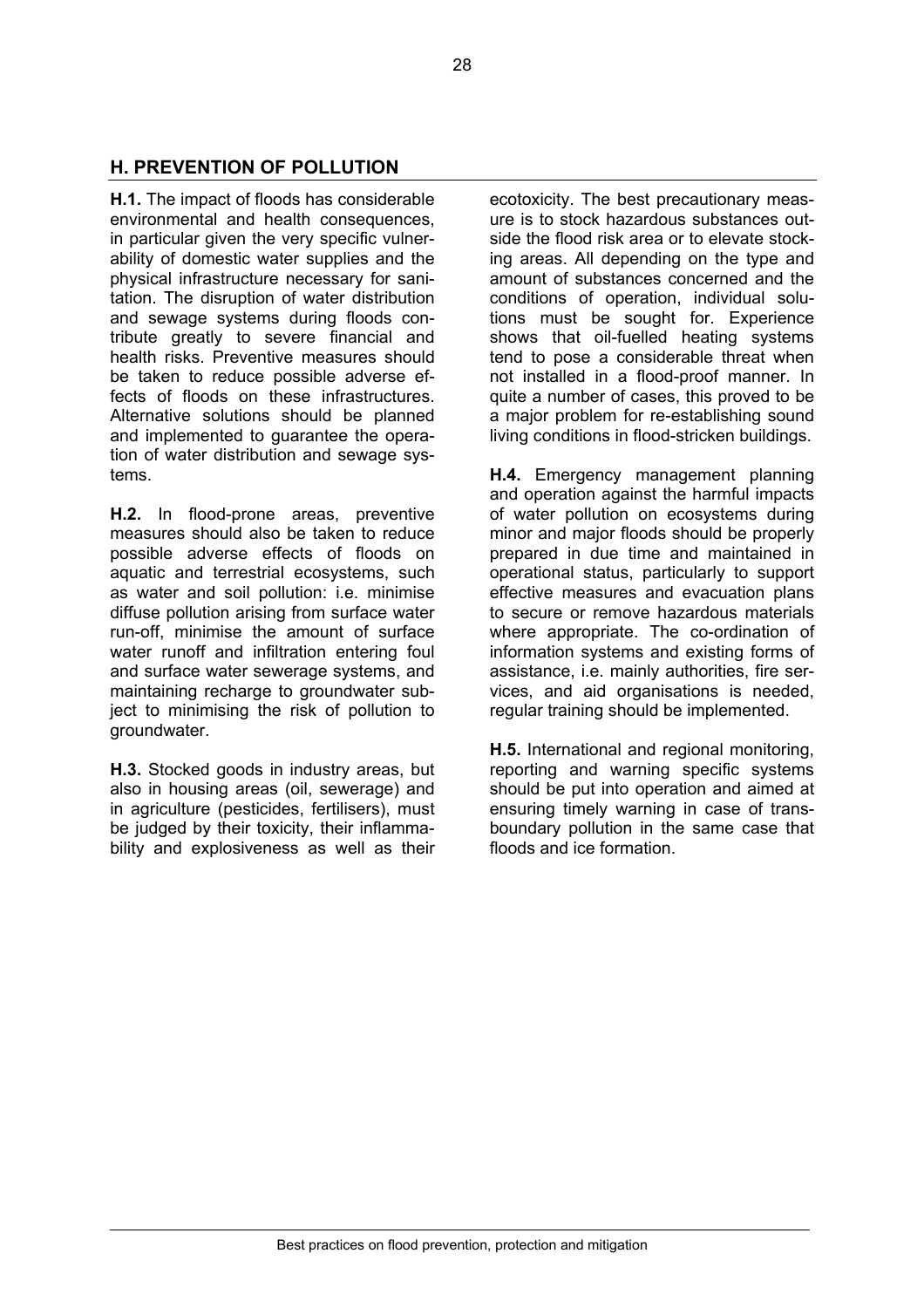## H. PREVENTION OF POLLUTION

**H.1.** The impact of floods has considerable environmental and health consequences, in particular given the very specific vulnerability of domestic water supplies and the physical infrastructure necessary for sanitation. The disruption of water distribution and sewage systems during floods contribute greatly to severe financial and health risks. Preventive measures should be taken to reduce possible adverse effects of floods on these infrastructures. Alternative solutions should be planned and implemented to guarantee the operation of water distribution and sewage systems.

**H.2.** In flood-prone areas, preventive measures should also be taken to reduce possible adverse effects of floods on aquatic and terrestrial ecosystems, such as water and soil pollution: i.e. minimise diffuse pollution arising from surface water run-off, minimise the amount of surface water runoff and infiltration entering foul and surface water sewerage systems, and maintaining recharge to groundwater subject to minimising the risk of pollution to groundwater.

**H.3.** Stocked goods in industry areas, but also in housing areas (oil, sewerage) and in agriculture (pesticides, fertilisers), must be judged by their toxicity, their inflammability and explosiveness as well as their ecotoxicity. The best precautionary measure is to stock hazardous substances outside the flood risk area or to elevate stocking areas. All depending on the type and amount of substances concerned and the conditions of operation, individual solutions must be sought for. Experience shows that oil-fuelled heating systems tend to pose a considerable threat when not installed in a flood-proof manner. In quite a number of cases, this proved to be a major problem for re-establishing sound living conditions in flood-stricken buildings.

**H.4.** Emergency management planning and operation against the harmful impacts of water pollution on ecosystems during minor and major floods should be properly prepared in due time and maintained in operational status, particularly to support effective measures and evacuation plans to secure or remove hazardous materials where appropriate. The co-ordination of information systems and existing forms of assistance, i.e. mainly authorities, fire services, and aid organisations is needed, regular training should be implemented.

**H.5.** International and regional monitoring, reporting and warning specific systems should be put into operation and aimed at ensuring timely warning in case of transboundary pollution in the same case that floods and ice formation.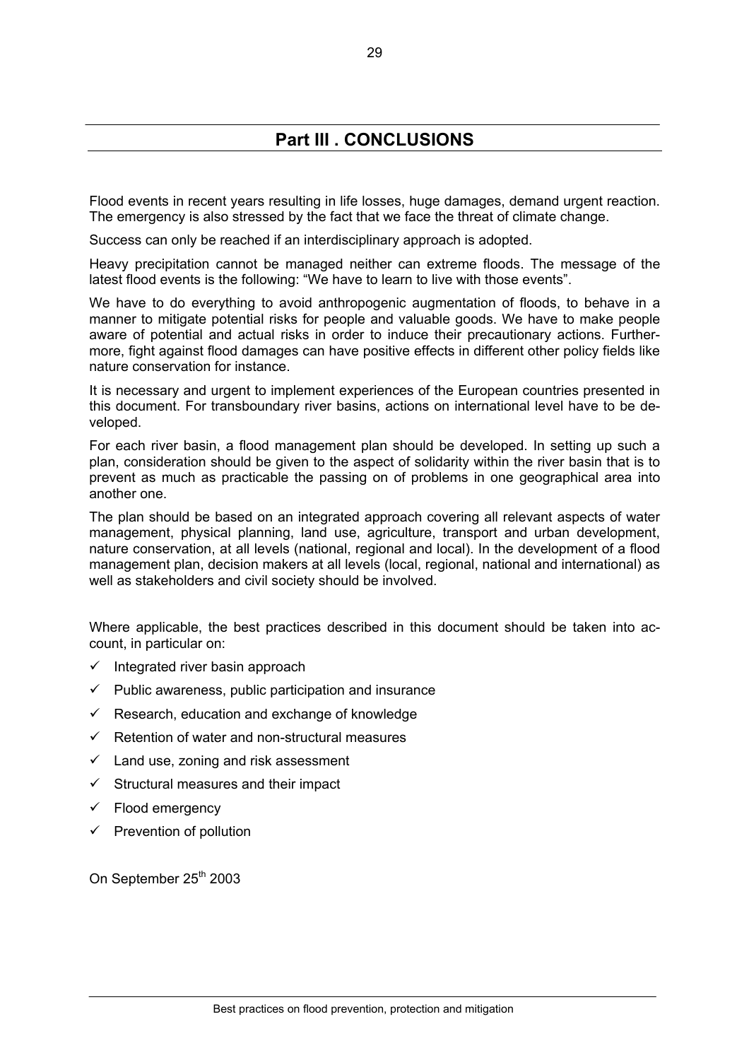# Part III . CONCLUSIONS

Flood events in recent years resulting in life losses, huge damages, demand urgent reaction. The emergency is also stressed by the fact that we face the threat of climate change.

Success can only be reached if an interdisciplinary approach is adopted.

Heavy precipitation cannot be managed neither can extreme floods. The message of the latest flood events is the following: "We have to learn to live with those events".

We have to do everything to avoid anthropogenic augmentation of floods, to behave in a manner to mitigate potential risks for people and valuable goods. We have to make people aware of potential and actual risks in order to induce their precautionary actions. Furthermore, fight against flood damages can have positive effects in different other policy fields like nature conservation for instance.

It is necessary and urgent to implement experiences of the European countries presented in this document. For transboundary river basins, actions on international level have to be developed.

For each river basin, a flood management plan should be developed. In setting up such a plan, consideration should be given to the aspect of solidarity within the river basin that is to prevent as much as practicable the passing on of problems in one geographical area into another one.

The plan should be based on an integrated approach covering all relevant aspects of water management, physical planning, land use, agriculture, transport and urban development, nature conservation, at all levels (national, regional and local). In the development of a flood management plan, decision makers at all levels (local, regional, national and international) as well as stakeholders and civil society should be involved.

Where applicable, the best practices described in this document should be taken into account, in particular on:

- ✓ Integrated river basin approach
- ✓ Public awareness, public participation and insurance
- ✓ Research, education and exchange of knowledge
- ✓ Retention of water and non-structural measures
- ✓ Land use, zoning and risk assessment
- ✓ Structural measures and their impact
- ✓ Flood emergency
- ✓ Prevention of pollution

On September 25th 2003